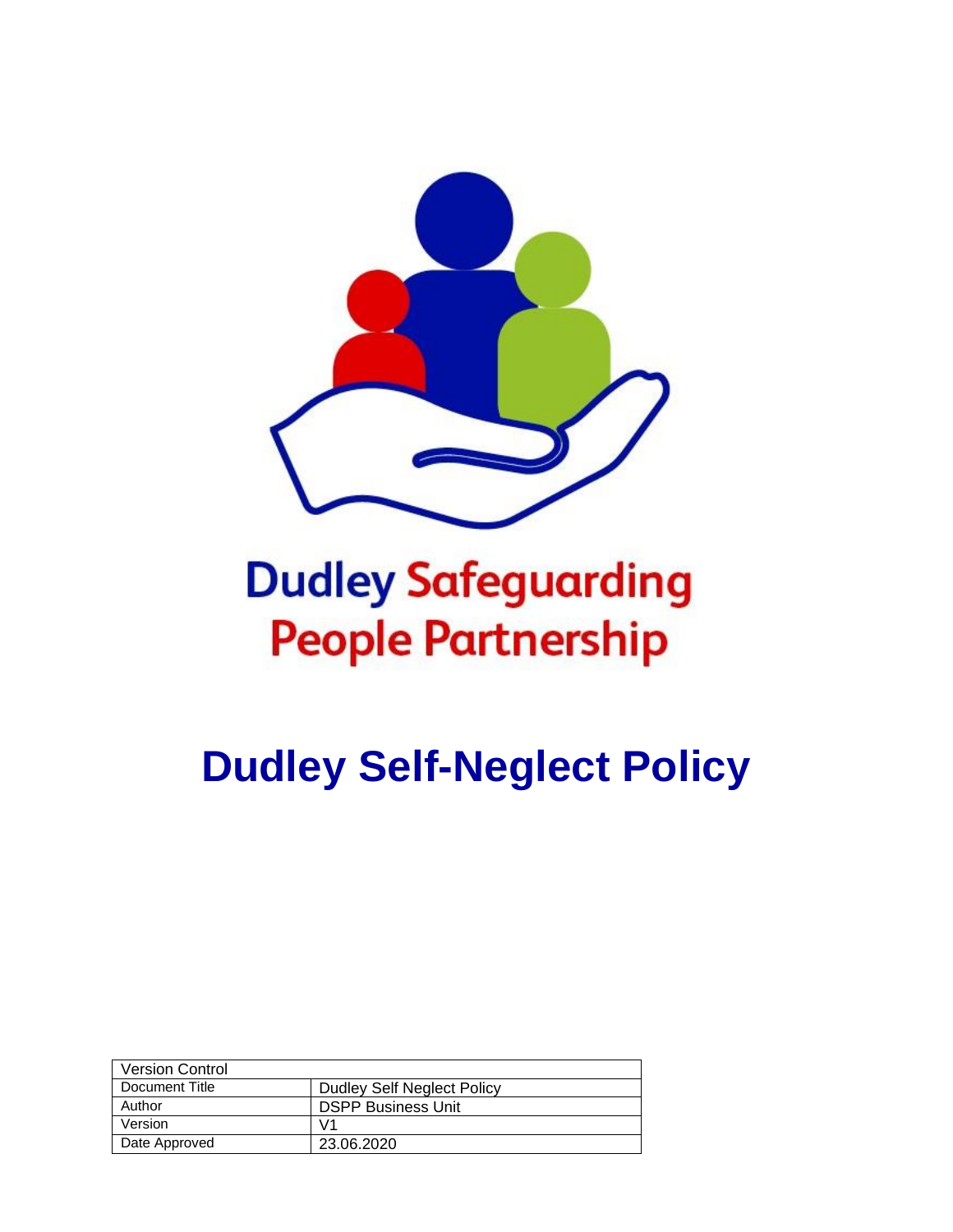Dudley Safeguarding People Partnership

# Dudley Self-Neglect Policy

| Version Control | |
|---|---|
| Document Title | Dudley Self Neglect Policy |
| Author | DSPP Business Unit |
| Version | V1 |
| Date Approved | 23.06.2020 |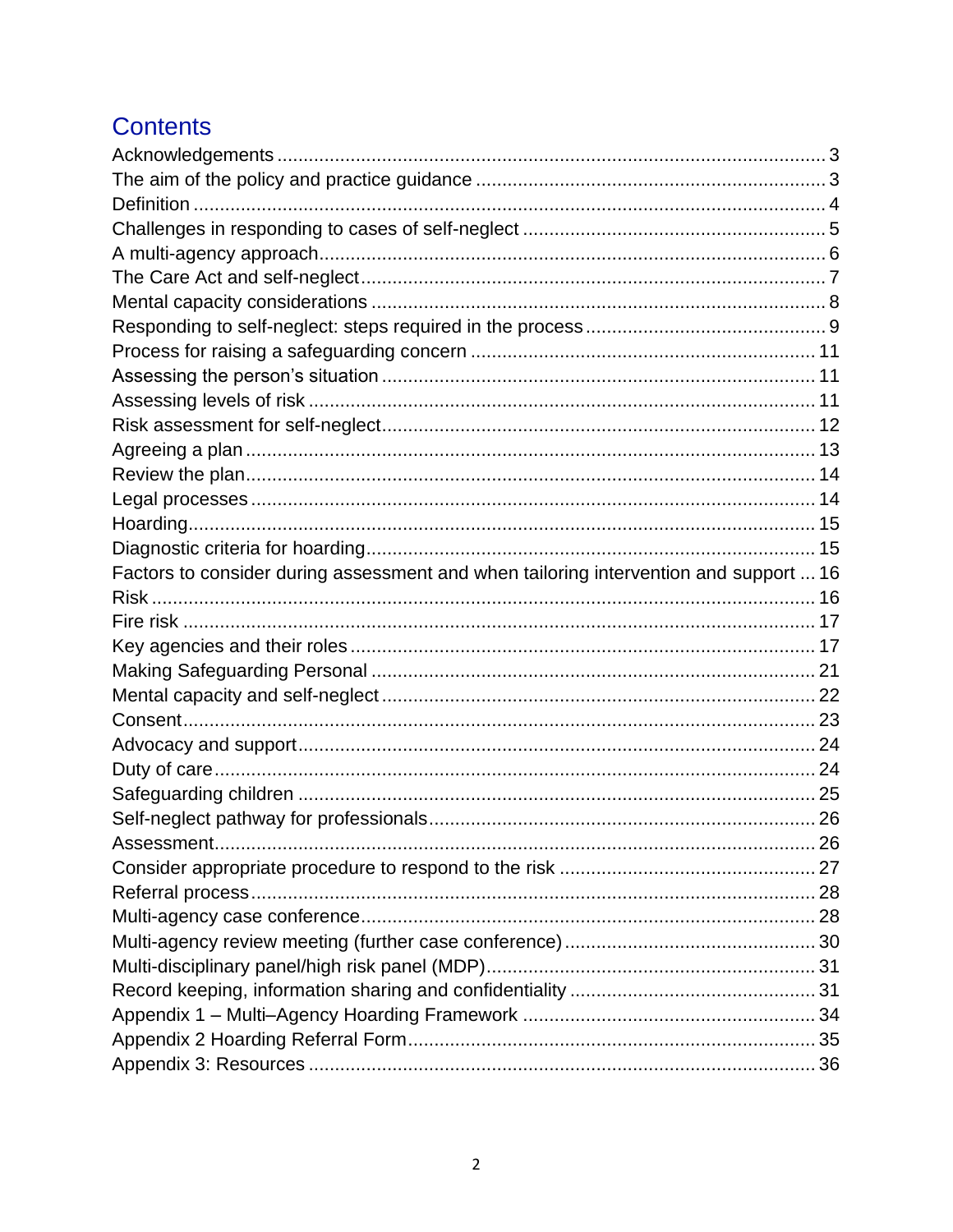# Contents

Acknowledgements ........................................................................................................ 3
The aim of the policy and practice guidance .................................................................. 3
Definition ........................................................................................................................ 4
Challenges in responding to cases of self-neglect ......................................................... 5
A multi-agency approach ............................................................................................... 6
The Care Act and self-neglect ........................................................................................ 7
Mental capacity considerations ...................................................................................... 8
Responding to self-neglect: steps required in the process ............................................. 9
Process for raising a safeguarding concern ................................................................. 11
Assessing the person's situation ................................................................................. 11
Assessing levels of risk ............................................................................................... 11
Risk assessment for self-neglect ................................................................................. 12
Agreeing a plan ........................................................................................................... 13
Review the plan ............................................................................................................ 14
Legal processes ........................................................................................................... 14
Hoarding ...................................................................................................................... 15
Diagnostic criteria for hoarding .................................................................................... 15
Factors to consider during assessment and when tailoring intervention and support ... 16
Risk .............................................................................................................................. 16
Fire risk ....................................................................................................................... 17
Key agencies and their roles ........................................................................................ 17
Making Safeguarding Personal .................................................................................... 21
Mental capacity and self-neglect ................................................................................. 22
Consent ........................................................................................................................ 23
Advocacy and support ................................................................................................. 24
Duty of care ................................................................................................................. 24
Safeguarding children ................................................................................................. 25
Self-neglect pathway for professionals ......................................................................... 26
Assessment ................................................................................................................. 26
Consider appropriate procedure to respond to the risk ................................................ 27
Referral process ........................................................................................................... 28
Multi-agency case conference ...................................................................................... 28
Multi-agency review meeting (further case conference) ............................................... 30
Multi-disciplinary panel/high risk panel (MDP) .............................................................. 31
Record keeping, information sharing and confidentiality .............................................. 31
Appendix 1 – Multi–Agency Hoarding Framework ....................................................... 34
Appendix 2 Hoarding Referral Form ............................................................................. 35
Appendix 3: Resources ................................................................................................ 36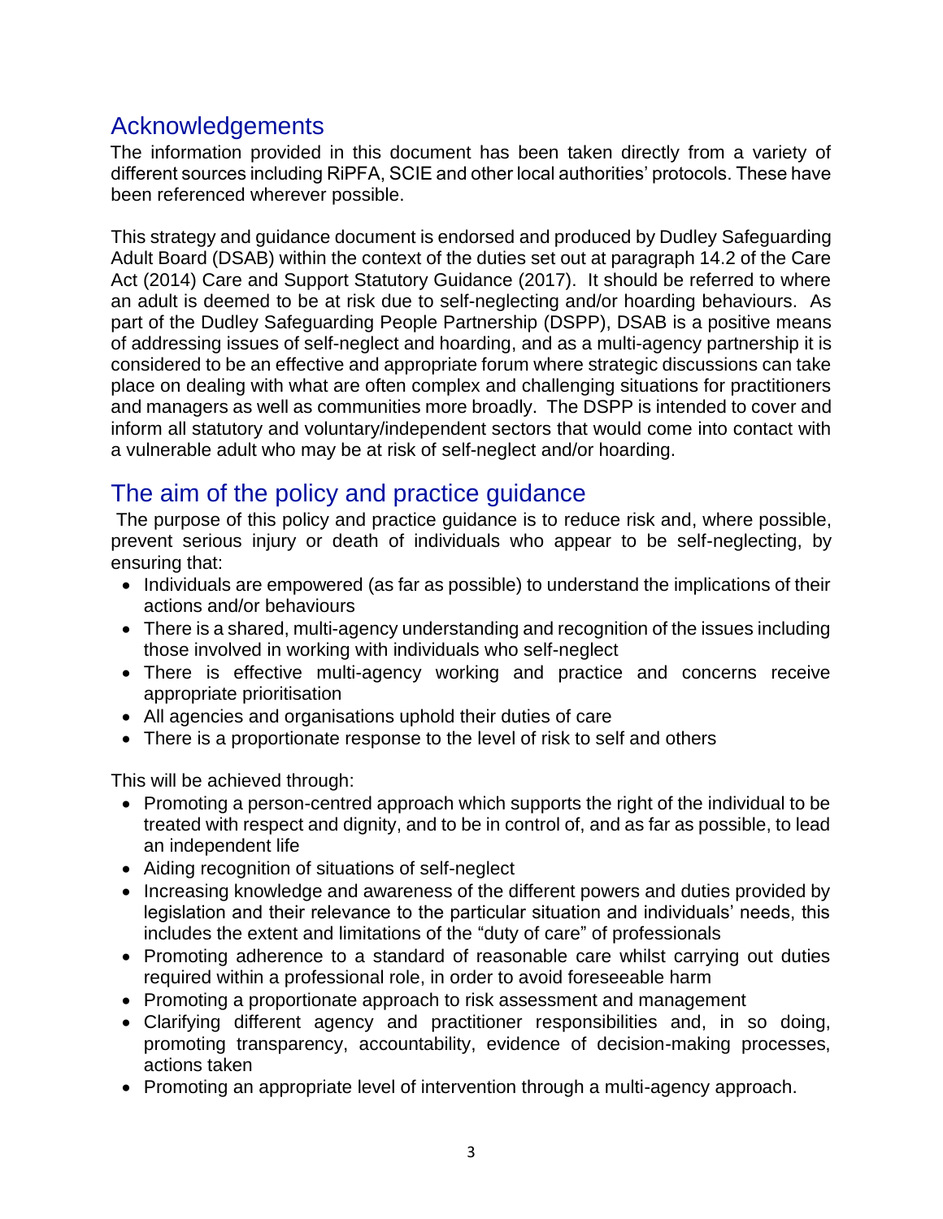## Acknowledgements

The information provided in this document has been taken directly from a variety of different sources including RiPFA, SCIE and other local authorities' protocols. These have been referenced wherever possible.

This strategy and guidance document is endorsed and produced by Dudley Safeguarding Adult Board (DSAB) within the context of the duties set out at paragraph 14.2 of the Care Act (2014) Care and Support Statutory Guidance (2017). It should be referred to where an adult is deemed to be at risk due to self-neglecting and/or hoarding behaviours. As part of the Dudley Safeguarding People Partnership (DSPP), DSAB is a positive means of addressing issues of self-neglect and hoarding, and as a multi-agency partnership it is considered to be an effective and appropriate forum where strategic discussions can take place on dealing with what are often complex and challenging situations for practitioners and managers as well as communities more broadly. The DSPP is intended to cover and inform all statutory and voluntary/independent sectors that would come into contact with a vulnerable adult who may be at risk of self-neglect and/or hoarding.

## The aim of the policy and practice guidance

The purpose of this policy and practice guidance is to reduce risk and, where possible, prevent serious injury or death of individuals who appear to be self-neglecting, by ensuring that:

- Individuals are empowered (as far as possible) to understand the implications of their actions and/or behaviours
- There is a shared, multi-agency understanding and recognition of the issues including those involved in working with individuals who self-neglect
- There is effective multi-agency working and practice and concerns receive appropriate prioritisation
- All agencies and organisations uphold their duties of care
- There is a proportionate response to the level of risk to self and others

This will be achieved through:

- Promoting a person-centred approach which supports the right of the individual to be treated with respect and dignity, and to be in control of, and as far as possible, to lead an independent life
- Aiding recognition of situations of self-neglect
- Increasing knowledge and awareness of the different powers and duties provided by legislation and their relevance to the particular situation and individuals' needs, this includes the extent and limitations of the "duty of care" of professionals
- Promoting adherence to a standard of reasonable care whilst carrying out duties required within a professional role, in order to avoid foreseeable harm
- Promoting a proportionate approach to risk assessment and management
- Clarifying different agency and practitioner responsibilities and, in so doing, promoting transparency, accountability, evidence of decision-making processes, actions taken
- Promoting an appropriate level of intervention through a multi-agency approach.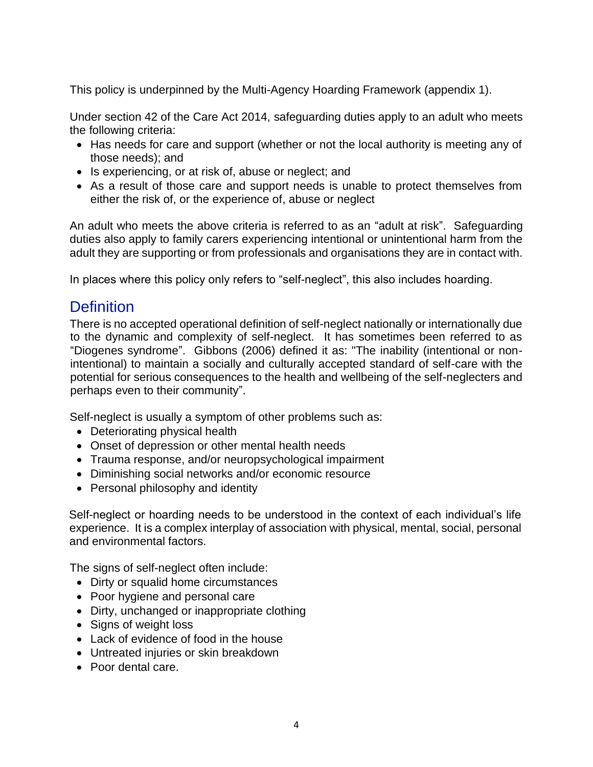This policy is underpinned by the Multi-Agency Hoarding Framework (appendix 1).

Under section 42 of the Care Act 2014, safeguarding duties apply to an adult who meets the following criteria:

- Has needs for care and support (whether or not the local authority is meeting any of those needs); and
- Is experiencing, or at risk of, abuse or neglect; and
- As a result of those care and support needs is unable to protect themselves from either the risk of, or the experience of, abuse or neglect

An adult who meets the above criteria is referred to as an "adult at risk". Safeguarding duties also apply to family carers experiencing intentional or unintentional harm from the adult they are supporting or from professionals and organisations they are in contact with.

In places where this policy only refers to "self-neglect", this also includes hoarding.

## Definition

There is no accepted operational definition of self-neglect nationally or internationally due to the dynamic and complexity of self-neglect. It has sometimes been referred to as "Diogenes syndrome". Gibbons (2006) defined it as: "The inability (intentional or non-intentional) to maintain a socially and culturally accepted standard of self-care with the potential for serious consequences to the health and wellbeing of the self-neglecters and perhaps even to their community".

Self-neglect is usually a symptom of other problems such as:

- Deteriorating physical health
- Onset of depression or other mental health needs
- Trauma response, and/or neuropsychological impairment
- Diminishing social networks and/or economic resource
- Personal philosophy and identity

Self-neglect or hoarding needs to be understood in the context of each individual's life experience. It is a complex interplay of association with physical, mental, social, personal and environmental factors.

The signs of self-neglect often include:

- Dirty or squalid home circumstances
- Poor hygiene and personal care
- Dirty, unchanged or inappropriate clothing
- Signs of weight loss
- Lack of evidence of food in the house
- Untreated injuries or skin breakdown
- Poor dental care.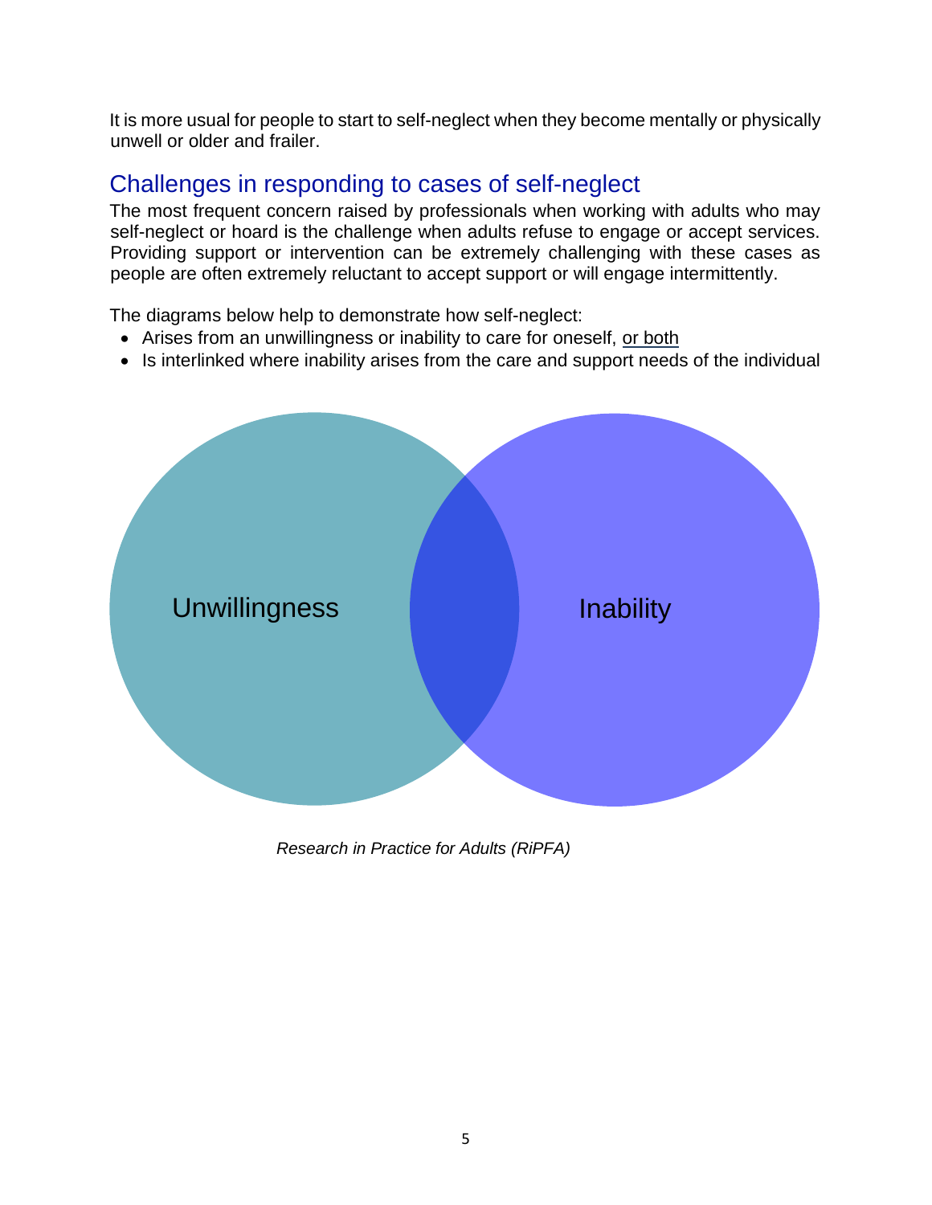It is more usual for people to start to self-neglect when they become mentally or physically unwell or older and frailer.

## Challenges in responding to cases of self-neglect

The most frequent concern raised by professionals when working with adults who may self-neglect or hoard is the challenge when adults refuse to engage or accept services. Providing support or intervention can be extremely challenging with these cases as people are often extremely reluctant to accept support or will engage intermittently.

The diagrams below help to demonstrate how self-neglect:

- Arises from an unwillingness or inability to care for oneself, <u>or both</u>
- Is interlinked where inability arises from the care and support needs of the individual

Unwillingness

Inability

*Research in Practice for Adults (RiPFA)*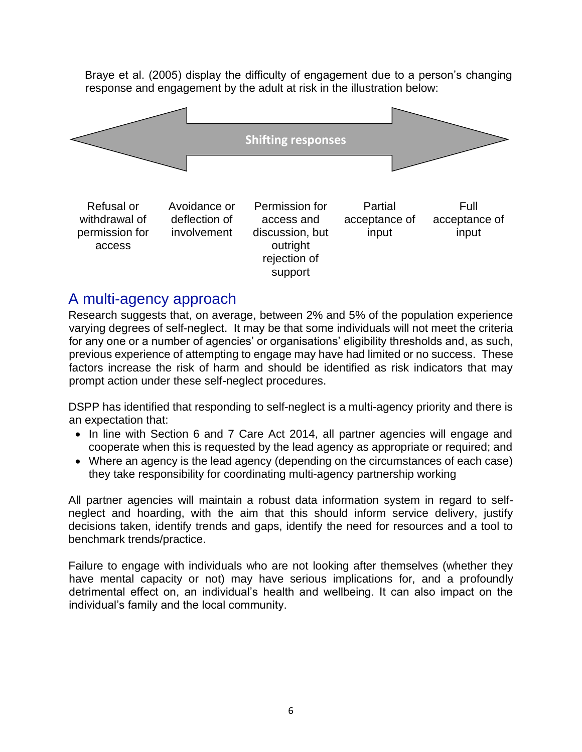Braye et al. (2005) display the difficulty of engagement due to a person's changing response and engagement by the adult at risk in the illustration below:

**Shifting responses**

| Refusal or withdrawal of permission for access | Avoidance or deflection of involvement | Permission for access and discussion, but outright rejection of support | Partial acceptance of input | Full acceptance of input |
|---|---|---|---|---|

## A multi-agency approach

Research suggests that, on average, between 2% and 5% of the population experience varying degrees of self-neglect. It may be that some individuals will not meet the criteria for any one or a number of agencies' or organisations' eligibility thresholds and, as such, previous experience of attempting to engage may have had limited or no success. These factors increase the risk of harm and should be identified as risk indicators that may prompt action under these self-neglect procedures.

DSPP has identified that responding to self-neglect is a multi-agency priority and there is an expectation that:

- In line with Section 6 and 7 Care Act 2014, all partner agencies will engage and cooperate when this is requested by the lead agency as appropriate or required; and
- Where an agency is the lead agency (depending on the circumstances of each case) they take responsibility for coordinating multi-agency partnership working

All partner agencies will maintain a robust data information system in regard to self-neglect and hoarding, with the aim that this should inform service delivery, justify decisions taken, identify trends and gaps, identify the need for resources and a tool to benchmark trends/practice.

Failure to engage with individuals who are not looking after themselves (whether they have mental capacity or not) may have serious implications for, and a profoundly detrimental effect on, an individual's health and wellbeing. It can also impact on the individual's family and the local community.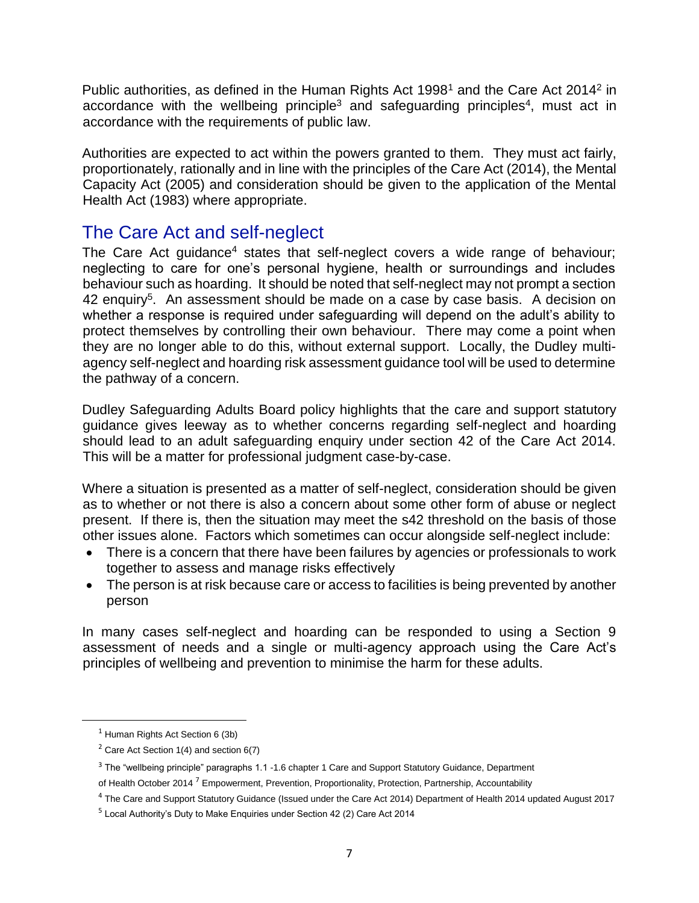Public authorities, as defined in the Human Rights Act 1998[1] and the Care Act 2014[2] in accordance with the wellbeing principle[3] and safeguarding principles[4], must act in accordance with the requirements of public law.

Authorities are expected to act within the powers granted to them. They must act fairly, proportionately, rationally and in line with the principles of the Care Act (2014), the Mental Capacity Act (2005) and consideration should be given to the application of the Mental Health Act (1983) where appropriate.

## The Care Act and self-neglect

The Care Act guidance[4] states that self-neglect covers a wide range of behaviour; neglecting to care for one's personal hygiene, health or surroundings and includes behaviour such as hoarding. It should be noted that self-neglect may not prompt a section 42 enquiry[5]. An assessment should be made on a case by case basis. A decision on whether a response is required under safeguarding will depend on the adult's ability to protect themselves by controlling their own behaviour. There may come a point when they are no longer able to do this, without external support. Locally, the Dudley multi-agency self-neglect and hoarding risk assessment guidance tool will be used to determine the pathway of a concern.

Dudley Safeguarding Adults Board policy highlights that the care and support statutory guidance gives leeway as to whether concerns regarding self-neglect and hoarding should lead to an adult safeguarding enquiry under section 42 of the Care Act 2014. This will be a matter for professional judgment case-by-case.

Where a situation is presented as a matter of self-neglect, consideration should be given as to whether or not there is also a concern about some other form of abuse or neglect present. If there is, then the situation may meet the s42 threshold on the basis of those other issues alone. Factors which sometimes can occur alongside self-neglect include:

- There is a concern that there have been failures by agencies or professionals to work together to assess and manage risks effectively
- The person is at risk because care or access to facilities is being prevented by another person

In many cases self-neglect and hoarding can be responded to using a Section 9 assessment of needs and a single or multi-agency approach using the Care Act's principles of wellbeing and prevention to minimise the harm for these adults.

---

[1] Human Rights Act Section 6 (3b)

[2] Care Act Section 1(4) and section 6(7)

[3] The "wellbeing principle" paragraphs 1.1 -1.6 chapter 1 Care and Support Statutory Guidance, Department of Health October 2014 [7] Empowerment, Prevention, Proportionality, Protection, Partnership, Accountability

[4] The Care and Support Statutory Guidance (Issued under the Care Act 2014) Department of Health 2014 updated August 2017

[5] Local Authority's Duty to Make Enquiries under Section 42 (2) Care Act 2014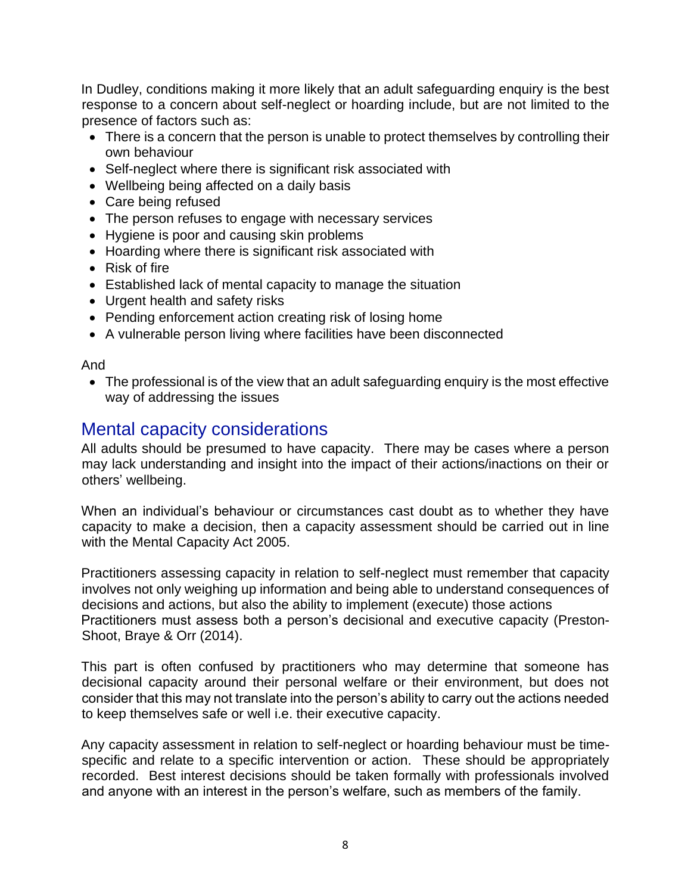In Dudley, conditions making it more likely that an adult safeguarding enquiry is the best response to a concern about self-neglect or hoarding include, but are not limited to the presence of factors such as:

- There is a concern that the person is unable to protect themselves by controlling their own behaviour
- Self-neglect where there is significant risk associated with
- Wellbeing being affected on a daily basis
- Care being refused
- The person refuses to engage with necessary services
- Hygiene is poor and causing skin problems
- Hoarding where there is significant risk associated with
- Risk of fire
- Established lack of mental capacity to manage the situation
- Urgent health and safety risks
- Pending enforcement action creating risk of losing home
- A vulnerable person living where facilities have been disconnected

And

- The professional is of the view that an adult safeguarding enquiry is the most effective way of addressing the issues

## Mental capacity considerations

All adults should be presumed to have capacity. There may be cases where a person may lack understanding and insight into the impact of their actions/inactions on their or others' wellbeing.

When an individual's behaviour or circumstances cast doubt as to whether they have capacity to make a decision, then a capacity assessment should be carried out in line with the Mental Capacity Act 2005.

Practitioners assessing capacity in relation to self-neglect must remember that capacity involves not only weighing up information and being able to understand consequences of decisions and actions, but also the ability to implement (execute) those actions Practitioners must assess both a person's decisional and executive capacity (Preston-Shoot, Braye & Orr (2014).

This part is often confused by practitioners who may determine that someone has decisional capacity around their personal welfare or their environment, but does not consider that this may not translate into the person's ability to carry out the actions needed to keep themselves safe or well i.e. their executive capacity.

Any capacity assessment in relation to self-neglect or hoarding behaviour must be time-specific and relate to a specific intervention or action. These should be appropriately recorded. Best interest decisions should be taken formally with professionals involved and anyone with an interest in the person's welfare, such as members of the family.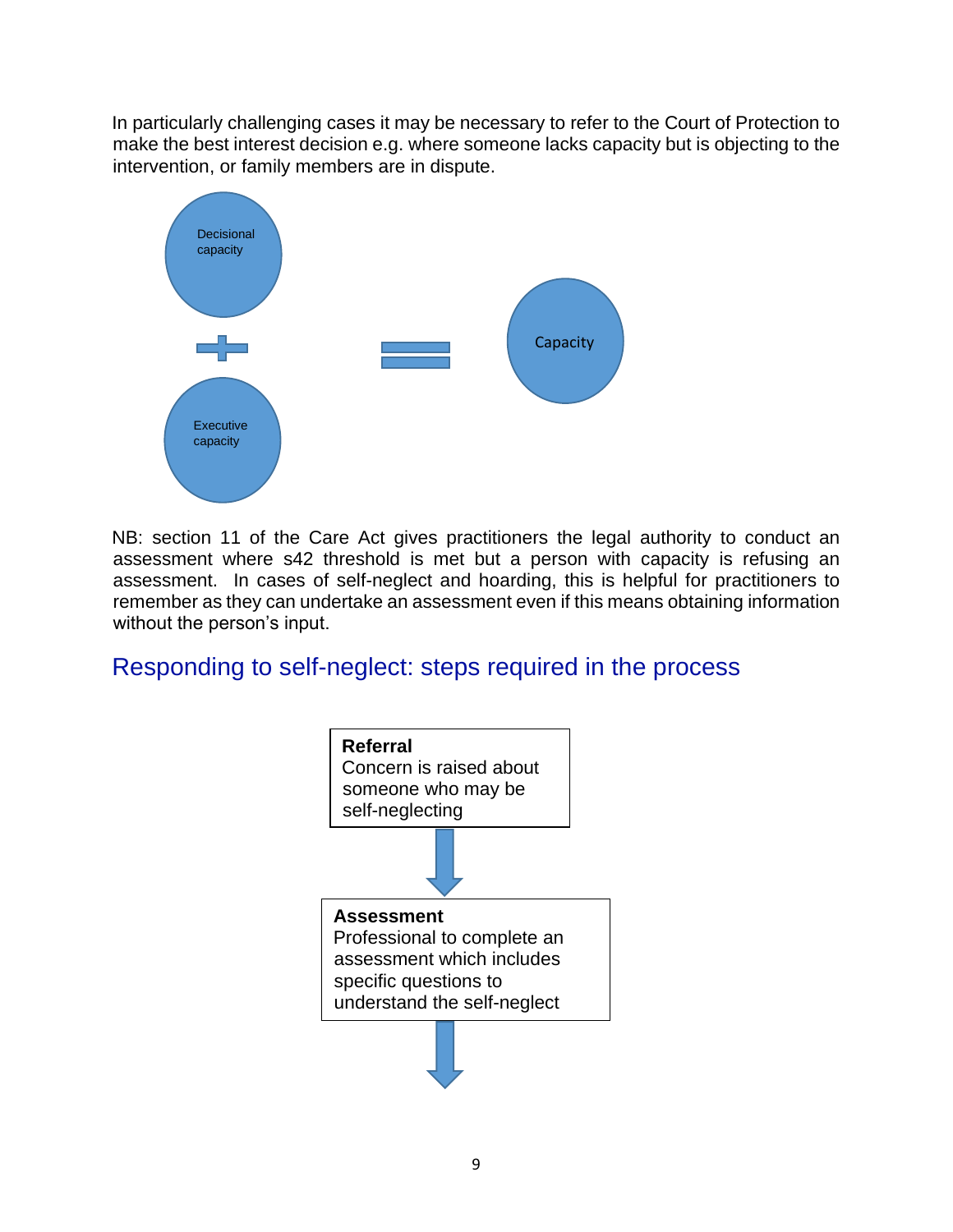In particularly challenging cases it may be necessary to refer to the Court of Protection to make the best interest decision e.g. where someone lacks capacity but is objecting to the intervention, or family members are in dispute.

Decisional capacity + Executive capacity = Capacity

NB: section 11 of the Care Act gives practitioners the legal authority to conduct an assessment where s42 threshold is met but a person with capacity is refusing an assessment. In cases of self-neglect and hoarding, this is helpful for practitioners to remember as they can undertake an assessment even if this means obtaining information without the person's input.

## Responding to self-neglect: steps required in the process

**Referral**
Concern is raised about someone who may be self-neglecting

↓

**Assessment**
Professional to complete an assessment which includes specific questions to understand the self-neglect

↓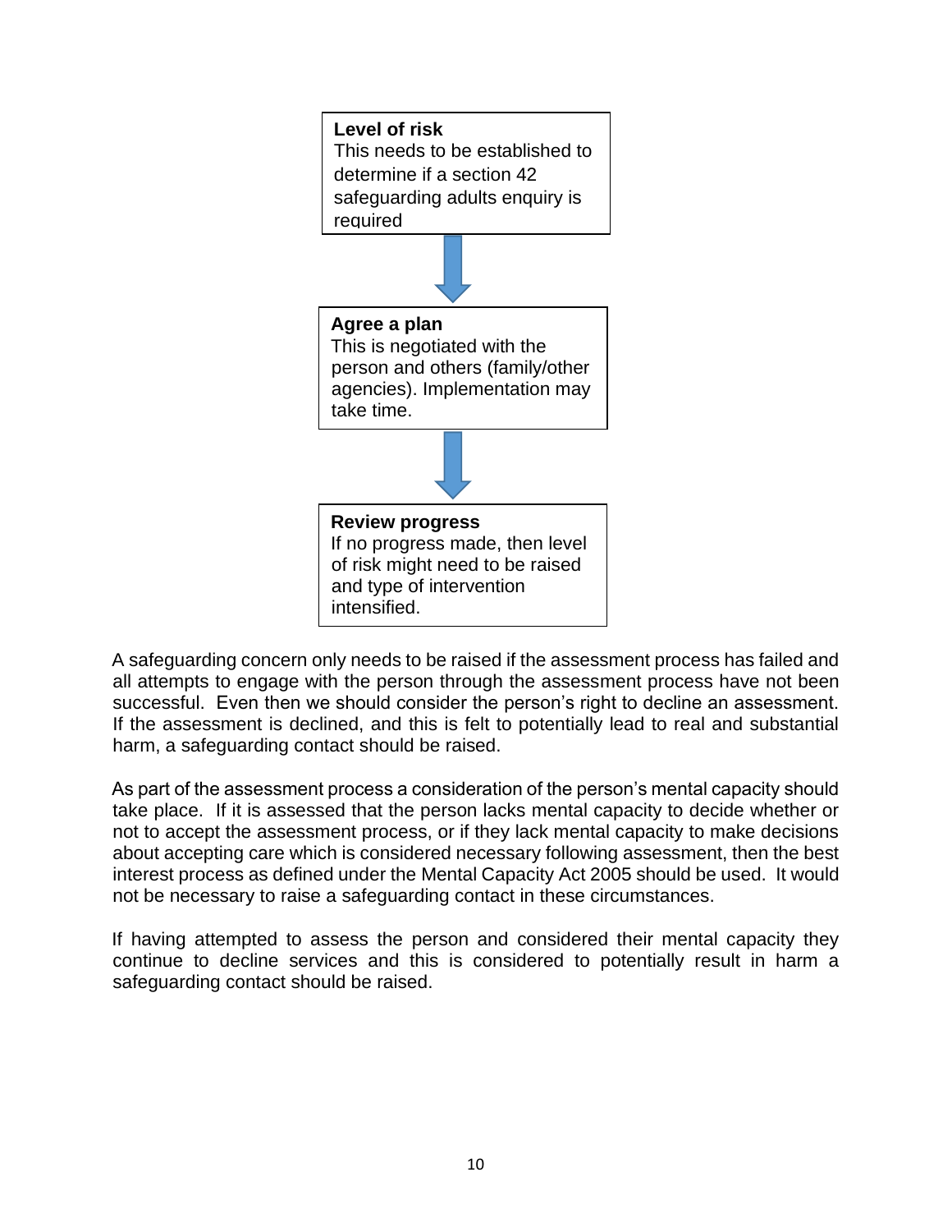**Level of risk**
This needs to be established to determine if a section 42 safeguarding adults enquiry is required

↓

**Agree a plan**
This is negotiated with the person and others (family/other agencies). Implementation may take time.

↓

**Review progress**
If no progress made, then level of risk might need to be raised and type of intervention intensified.

A safeguarding concern only needs to be raised if the assessment process has failed and all attempts to engage with the person through the assessment process have not been successful. Even then we should consider the person's right to decline an assessment. If the assessment is declined, and this is felt to potentially lead to real and substantial harm, a safeguarding contact should be raised.

As part of the assessment process a consideration of the person's mental capacity should take place. If it is assessed that the person lacks mental capacity to decide whether or not to accept the assessment process, or if they lack mental capacity to make decisions about accepting care which is considered necessary following assessment, then the best interest process as defined under the Mental Capacity Act 2005 should be used. It would not be necessary to raise a safeguarding contact in these circumstances.

If having attempted to assess the person and considered their mental capacity they continue to decline services and this is considered to potentially result in harm a safeguarding contact should be raised.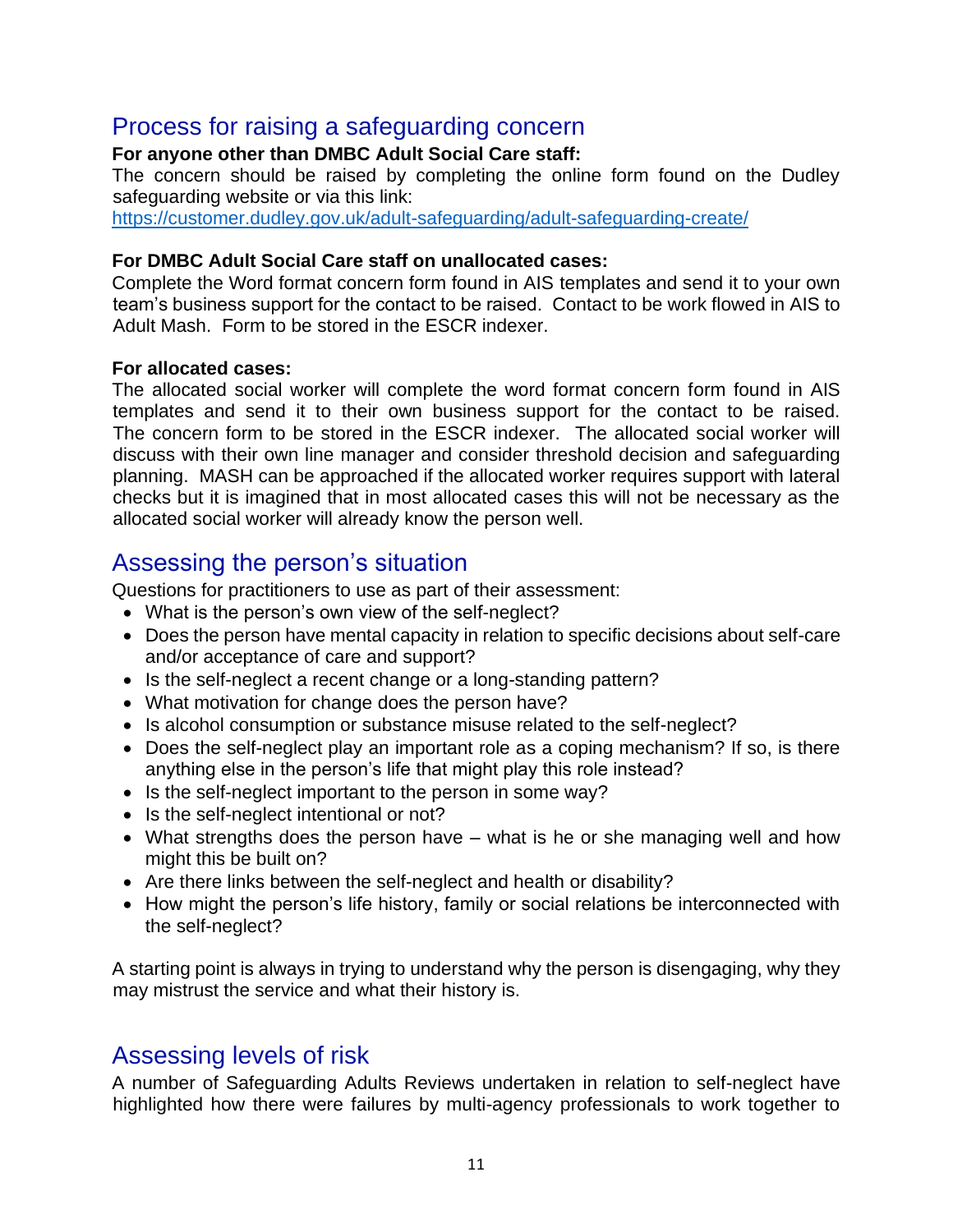## Process for raising a safeguarding concern

**For anyone other than DMBC Adult Social Care staff:**

The concern should be raised by completing the online form found on the Dudley safeguarding website or via this link: https://customer.dudley.gov.uk/adult-safeguarding/adult-safeguarding-create/

**For DMBC Adult Social Care staff on unallocated cases:**

Complete the Word format concern form found in AIS templates and send it to your own team's business support for the contact to be raised. Contact to be work flowed in AIS to Adult Mash. Form to be stored in the ESCR indexer.

**For allocated cases:**

The allocated social worker will complete the word format concern form found in AIS templates and send it to their own business support for the contact to be raised. The concern form to be stored in the ESCR indexer. The allocated social worker will discuss with their own line manager and consider threshold decision and safeguarding planning. MASH can be approached if the allocated worker requires support with lateral checks but it is imagined that in most allocated cases this will not be necessary as the allocated social worker will already know the person well.

## Assessing the person's situation

Questions for practitioners to use as part of their assessment:

- What is the person's own view of the self-neglect?
- Does the person have mental capacity in relation to specific decisions about self-care and/or acceptance of care and support?
- Is the self-neglect a recent change or a long-standing pattern?
- What motivation for change does the person have?
- Is alcohol consumption or substance misuse related to the self-neglect?
- Does the self-neglect play an important role as a coping mechanism? If so, is there anything else in the person's life that might play this role instead?
- Is the self-neglect important to the person in some way?
- Is the self-neglect intentional or not?
- What strengths does the person have – what is he or she managing well and how might this be built on?
- Are there links between the self-neglect and health or disability?
- How might the person's life history, family or social relations be interconnected with the self-neglect?

A starting point is always in trying to understand why the person is disengaging, why they may mistrust the service and what their history is.

## Assessing levels of risk

A number of Safeguarding Adults Reviews undertaken in relation to self-neglect have highlighted how there were failures by multi-agency professionals to work together to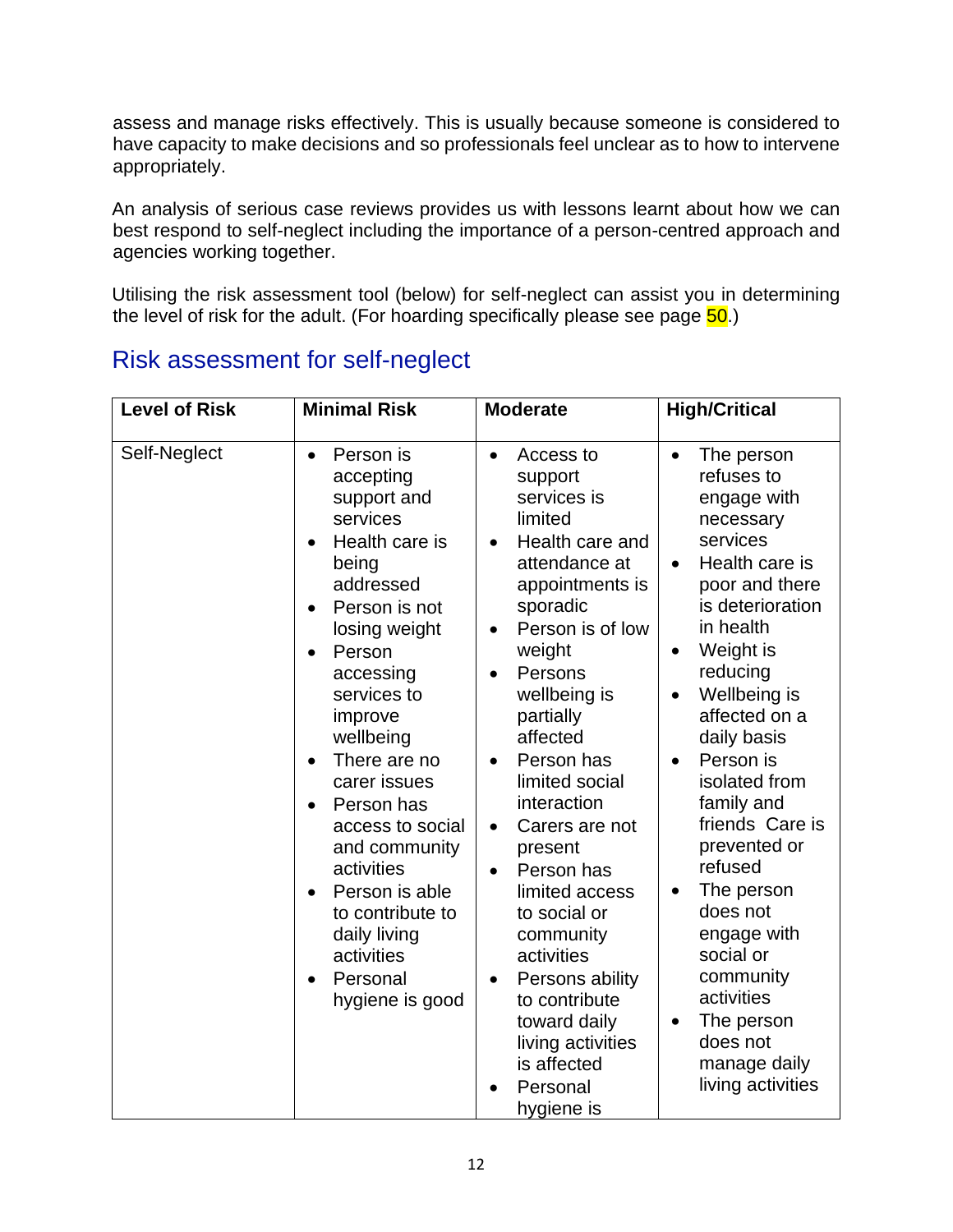assess and manage risks effectively. This is usually because someone is considered to have capacity to make decisions and so professionals feel unclear as to how to intervene appropriately.

An analysis of serious case reviews provides us with lessons learnt about how we can best respond to self-neglect including the importance of a person-centred approach and agencies working together.

Utilising the risk assessment tool (below) for self-neglect can assist you in determining the level of risk for the adult. (For hoarding specifically please see page 50.)

## Risk assessment for self-neglect

| Level of Risk | Minimal Risk | Moderate | High/Critical |
|---|---|---|---|
| Self-Neglect | • Person is accepting support and services<br>• Health care is being addressed<br>• Person is not losing weight<br>• Person accessing services to improve wellbeing<br>• There are no carer issues<br>• Person has access to social and community activities<br>• Person is able to contribute to daily living activities<br>• Personal hygiene is good | • Access to support services is limited<br>• Health care and attendance at appointments is sporadic<br>• Person is of low weight<br>• Persons wellbeing is partially affected<br>• Person has limited social interaction<br>• Carers are not present<br>• Person has limited access to social or community activities<br>• Persons ability to contribute toward daily living activities is affected<br>• Personal hygiene is | • The person refuses to engage with necessary services<br>• Health care is poor and there is deterioration in health<br>• Weight is reducing<br>• Wellbeing is affected on a daily basis<br>• Person is isolated from family and friends Care is prevented or refused<br>• The person does not engage with social or community activities<br>• The person does not manage daily living activities |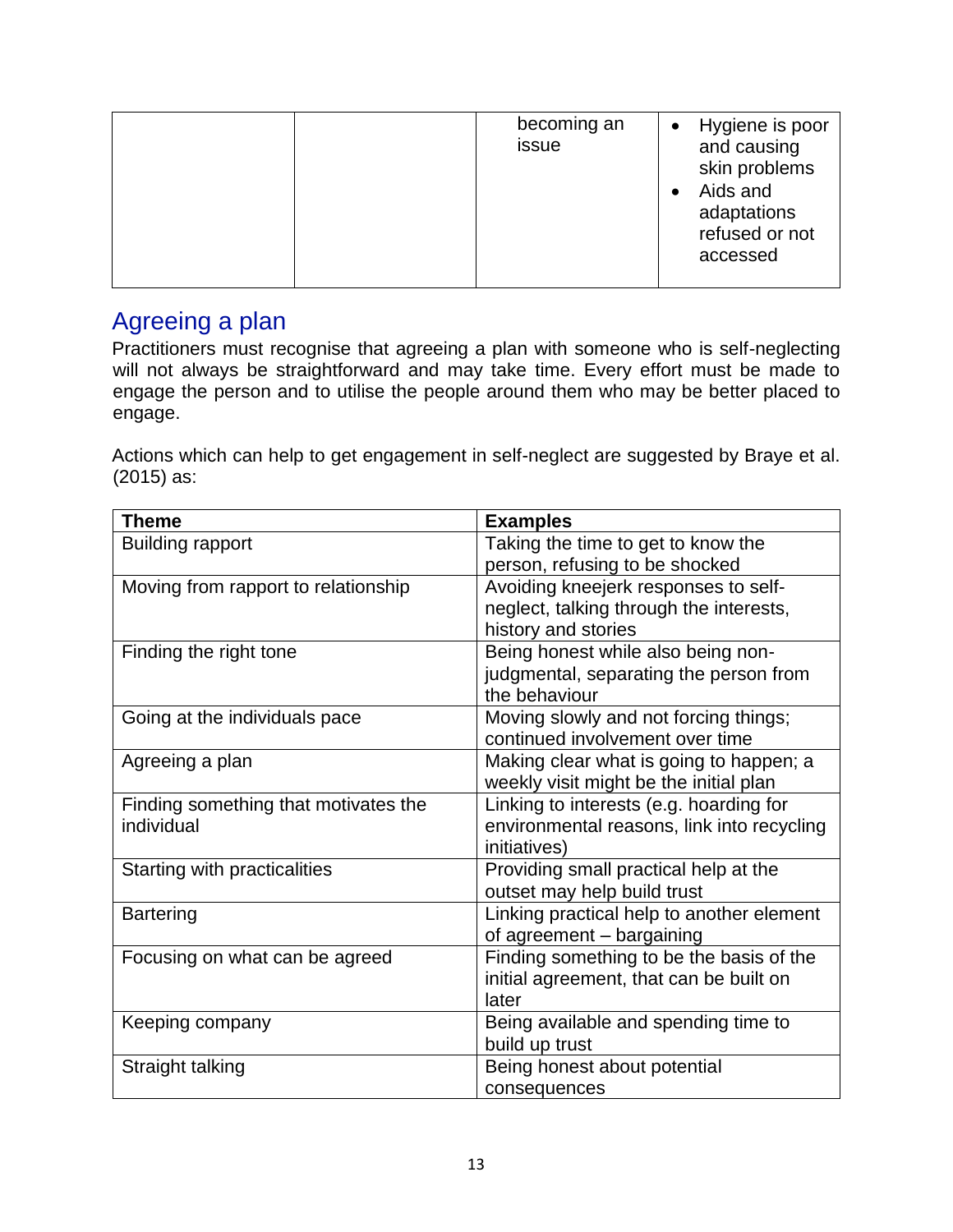| | | becoming an issue | • Hygiene is poor and causing skin problems<br>• Aids and adaptations refused or not accessed |
|---|---|---|---|

## Agreeing a plan

Practitioners must recognise that agreeing a plan with someone who is self-neglecting will not always be straightforward and may take time. Every effort must be made to engage the person and to utilise the people around them who may be better placed to engage.

Actions which can help to get engagement in self-neglect are suggested by Braye et al. (2015) as:

| Theme | Examples |
|---|---|
| Building rapport | Taking the time to get to know the person, refusing to be shocked |
| Moving from rapport to relationship | Avoiding kneejerk responses to self-neglect, talking through the interests, history and stories |
| Finding the right tone | Being honest while also being non-judgmental, separating the person from the behaviour |
| Going at the individuals pace | Moving slowly and not forcing things; continued involvement over time |
| Agreeing a plan | Making clear what is going to happen; a weekly visit might be the initial plan |
| Finding something that motivates the individual | Linking to interests (e.g. hoarding for environmental reasons, link into recycling initiatives) |
| Starting with practicalities | Providing small practical help at the outset may help build trust |
| Bartering | Linking practical help to another element of agreement – bargaining |
| Focusing on what can be agreed | Finding something to be the basis of the initial agreement, that can be built on later |
| Keeping company | Being available and spending time to build up trust |
| Straight talking | Being honest about potential consequences |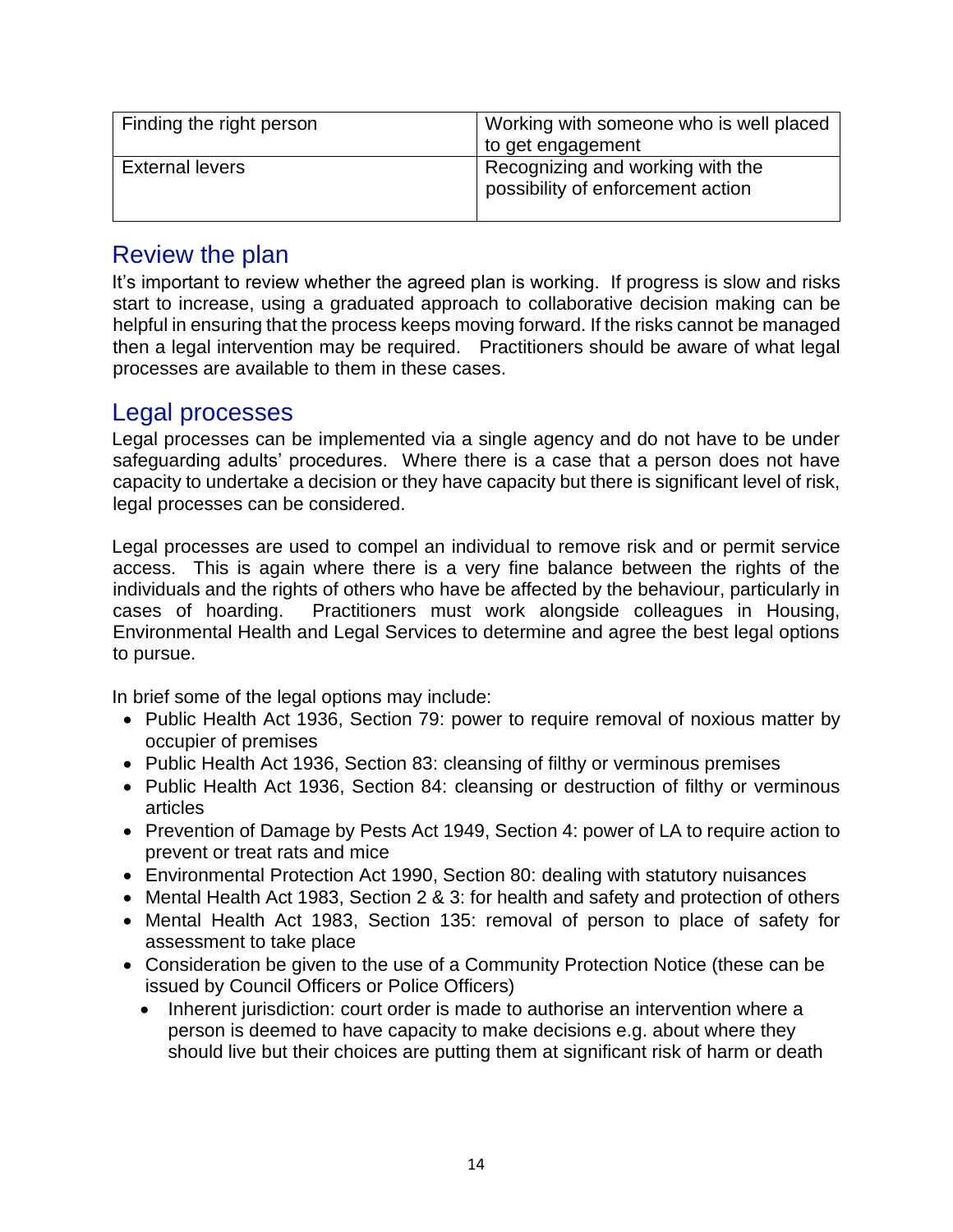| Finding the right person | Working with someone who is well placed to get engagement |
| --- | --- |
| External levers | Recognizing and working with the possibility of enforcement action |

## Review the plan

It's important to review whether the agreed plan is working. If progress is slow and risks start to increase, using a graduated approach to collaborative decision making can be helpful in ensuring that the process keeps moving forward. If the risks cannot be managed then a legal intervention may be required. Practitioners should be aware of what legal processes are available to them in these cases.

## Legal processes

Legal processes can be implemented via a single agency and do not have to be under safeguarding adults' procedures. Where there is a case that a person does not have capacity to undertake a decision or they have capacity but there is significant level of risk, legal processes can be considered.

Legal processes are used to compel an individual to remove risk and or permit service access. This is again where there is a very fine balance between the rights of the individuals and the rights of others who have be affected by the behaviour, particularly in cases of hoarding. Practitioners must work alongside colleagues in Housing, Environmental Health and Legal Services to determine and agree the best legal options to pursue.

In brief some of the legal options may include:

- Public Health Act 1936, Section 79: power to require removal of noxious matter by occupier of premises
- Public Health Act 1936, Section 83: cleansing of filthy or verminous premises
- Public Health Act 1936, Section 84: cleansing or destruction of filthy or verminous articles
- Prevention of Damage by Pests Act 1949, Section 4: power of LA to require action to prevent or treat rats and mice
- Environmental Protection Act 1990, Section 80: dealing with statutory nuisances
- Mental Health Act 1983, Section 2 & 3: for health and safety and protection of others
- Mental Health Act 1983, Section 135: removal of person to place of safety for assessment to take place
- Consideration be given to the use of a Community Protection Notice (these can be issued by Council Officers or Police Officers)
- Inherent jurisdiction: court order is made to authorise an intervention where a person is deemed to have capacity to make decisions e.g. about where they should live but their choices are putting them at significant risk of harm or death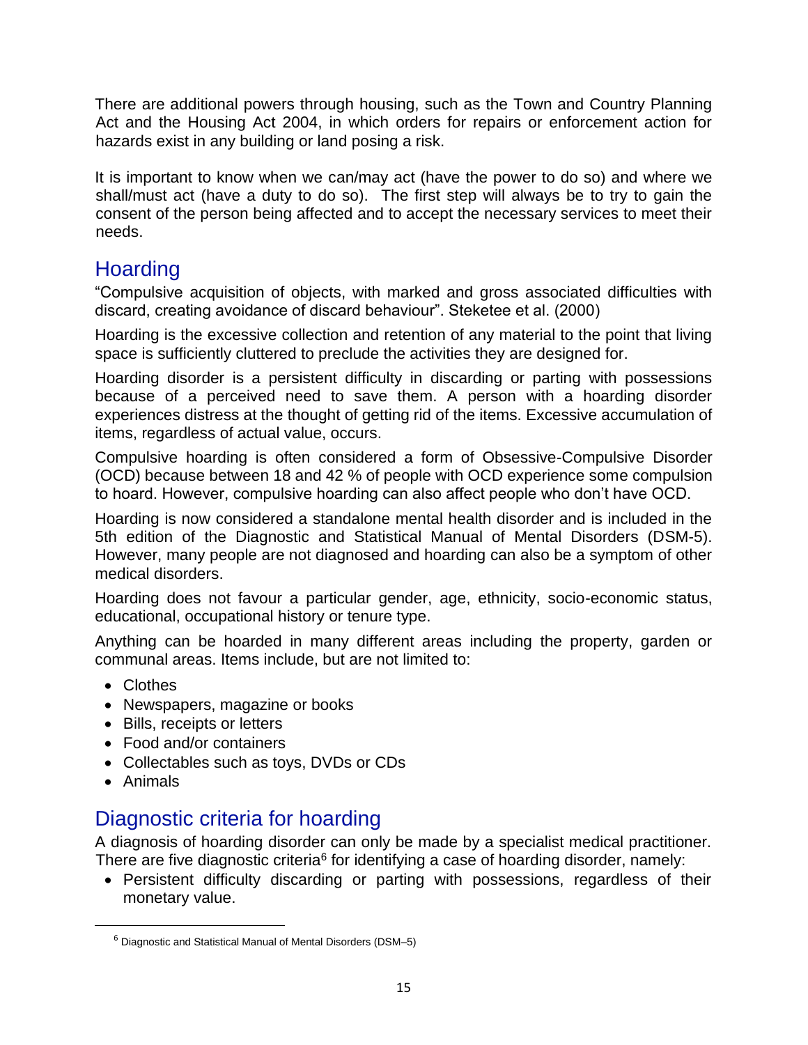There are additional powers through housing, such as the Town and Country Planning Act and the Housing Act 2004, in which orders for repairs or enforcement action for hazards exist in any building or land posing a risk.

It is important to know when we can/may act (have the power to do so) and where we shall/must act (have a duty to do so). The first step will always be to try to gain the consent of the person being affected and to accept the necessary services to meet their needs.

## Hoarding

"Compulsive acquisition of objects, with marked and gross associated difficulties with discard, creating avoidance of discard behaviour". Steketee et al. (2000)

Hoarding is the excessive collection and retention of any material to the point that living space is sufficiently cluttered to preclude the activities they are designed for.

Hoarding disorder is a persistent difficulty in discarding or parting with possessions because of a perceived need to save them. A person with a hoarding disorder experiences distress at the thought of getting rid of the items. Excessive accumulation of items, regardless of actual value, occurs.

Compulsive hoarding is often considered a form of Obsessive-Compulsive Disorder (OCD) because between 18 and 42 % of people with OCD experience some compulsion to hoard. However, compulsive hoarding can also affect people who don't have OCD.

Hoarding is now considered a standalone mental health disorder and is included in the 5th edition of the Diagnostic and Statistical Manual of Mental Disorders (DSM-5). However, many people are not diagnosed and hoarding can also be a symptom of other medical disorders.

Hoarding does not favour a particular gender, age, ethnicity, socio-economic status, educational, occupational history or tenure type.

Anything can be hoarded in many different areas including the property, garden or communal areas. Items include, but are not limited to:

- Clothes
- Newspapers, magazine or books
- Bills, receipts or letters
- Food and/or containers
- Collectables such as toys, DVDs or CDs
- Animals

## Diagnostic criteria for hoarding

A diagnosis of hoarding disorder can only be made by a specialist medical practitioner. There are five diagnostic criteria[6] for identifying a case of hoarding disorder, namely:

- Persistent difficulty discarding or parting with possessions, regardless of their monetary value.

[6] Diagnostic and Statistical Manual of Mental Disorders (DSM–5)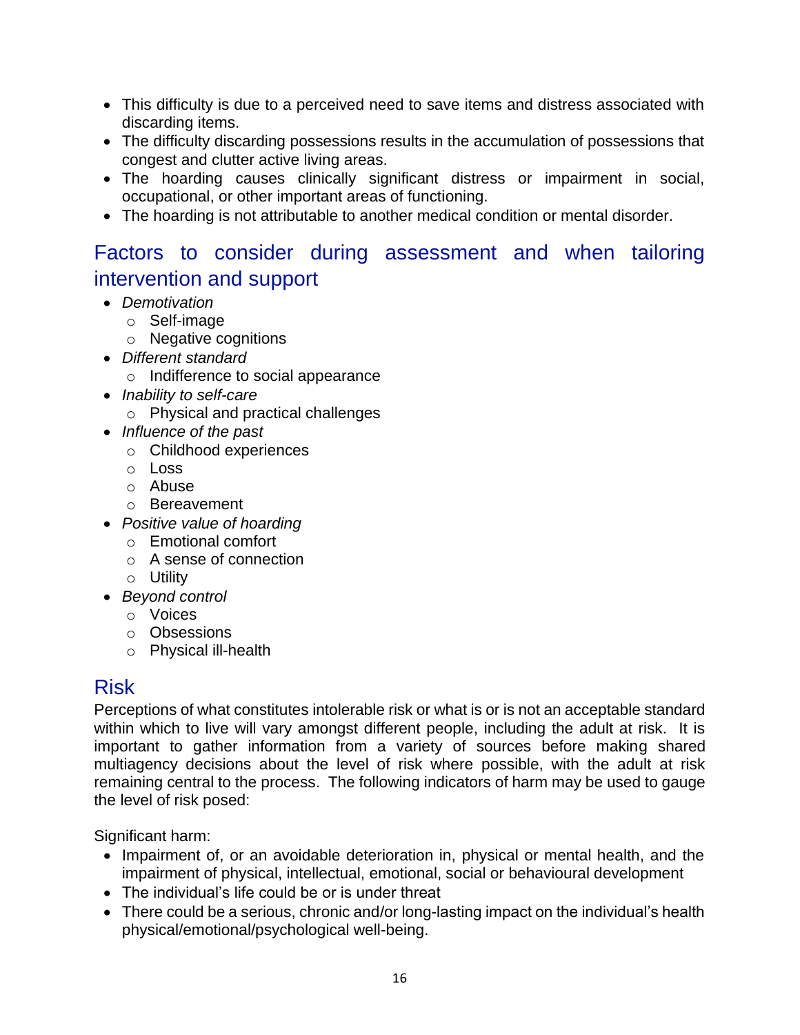- This difficulty is due to a perceived need to save items and distress associated with discarding items.
- The difficulty discarding possessions results in the accumulation of possessions that congest and clutter active living areas.
- The hoarding causes clinically significant distress or impairment in social, occupational, or other important areas of functioning.
- The hoarding is not attributable to another medical condition or mental disorder.

## Factors to consider during assessment and when tailoring intervention and support

- *Demotivation*
  - Self-image
  - Negative cognitions
- *Different standard*
  - Indifference to social appearance
- *Inability to self-care*
  - Physical and practical challenges
- *Influence of the past*
  - Childhood experiences
  - Loss
  - Abuse
  - Bereavement
- *Positive value of hoarding*
  - Emotional comfort
  - A sense of connection
  - Utility
- *Beyond control*
  - Voices
  - Obsessions
  - Physical ill-health

## Risk

Perceptions of what constitutes intolerable risk or what is or is not an acceptable standard within which to live will vary amongst different people, including the adult at risk. It is important to gather information from a variety of sources before making shared multiagency decisions about the level of risk where possible, with the adult at risk remaining central to the process. The following indicators of harm may be used to gauge the level of risk posed:

Significant harm:

- Impairment of, or an avoidable deterioration in, physical or mental health, and the impairment of physical, intellectual, emotional, social or behavioural development
- The individual's life could be or is under threat
- There could be a serious, chronic and/or long-lasting impact on the individual's health physical/emotional/psychological well-being.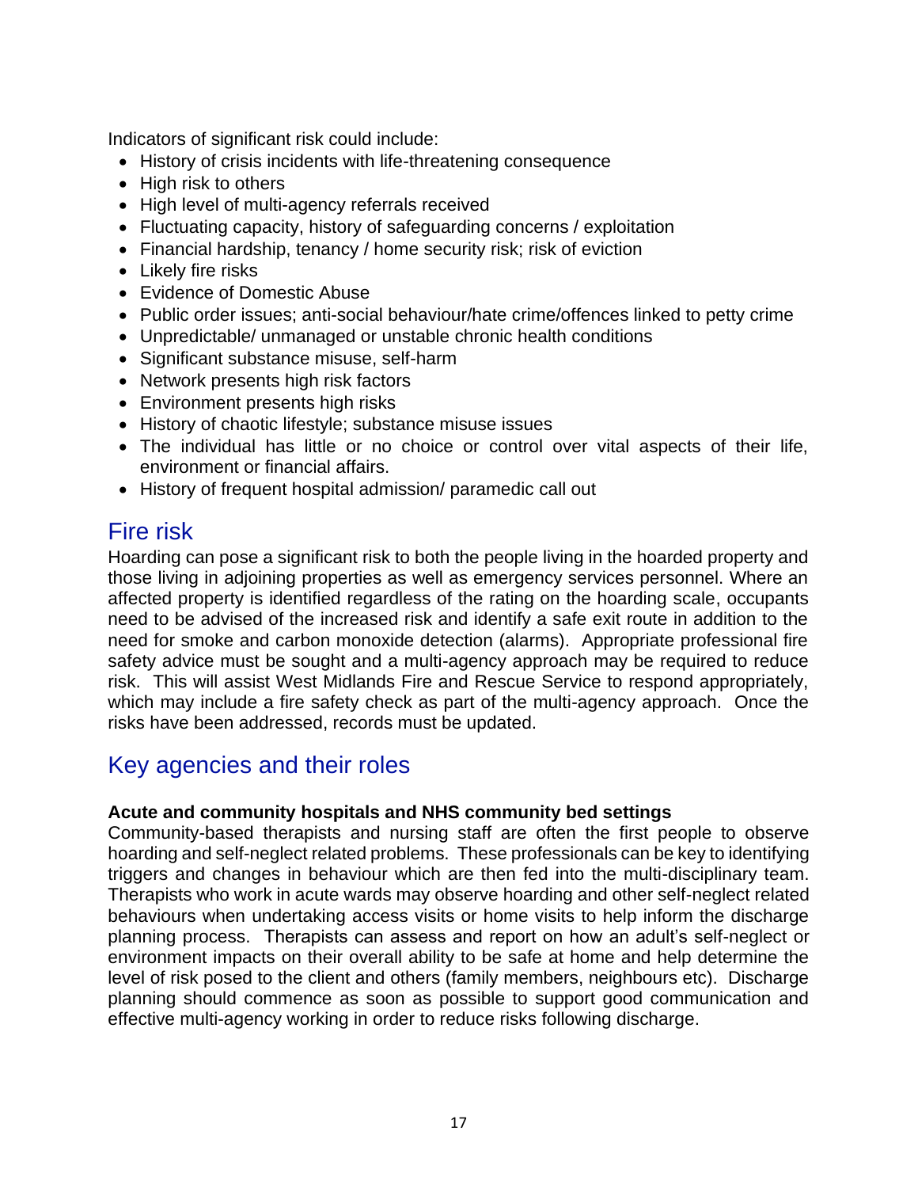Indicators of significant risk could include:

- History of crisis incidents with life-threatening consequence
- High risk to others
- High level of multi-agency referrals received
- Fluctuating capacity, history of safeguarding concerns / exploitation
- Financial hardship, tenancy / home security risk; risk of eviction
- Likely fire risks
- Evidence of Domestic Abuse
- Public order issues; anti-social behaviour/hate crime/offences linked to petty crime
- Unpredictable/ unmanaged or unstable chronic health conditions
- Significant substance misuse, self-harm
- Network presents high risk factors
- Environment presents high risks
- History of chaotic lifestyle; substance misuse issues
- The individual has little or no choice or control over vital aspects of their life, environment or financial affairs.
- History of frequent hospital admission/ paramedic call out

## Fire risk

Hoarding can pose a significant risk to both the people living in the hoarded property and those living in adjoining properties as well as emergency services personnel. Where an affected property is identified regardless of the rating on the hoarding scale, occupants need to be advised of the increased risk and identify a safe exit route in addition to the need for smoke and carbon monoxide detection (alarms). Appropriate professional fire safety advice must be sought and a multi-agency approach may be required to reduce risk. This will assist West Midlands Fire and Rescue Service to respond appropriately, which may include a fire safety check as part of the multi-agency approach. Once the risks have been addressed, records must be updated.

## Key agencies and their roles

**Acute and community hospitals and NHS community bed settings**

Community-based therapists and nursing staff are often the first people to observe hoarding and self-neglect related problems. These professionals can be key to identifying triggers and changes in behaviour which are then fed into the multi-disciplinary team. Therapists who work in acute wards may observe hoarding and other self-neglect related behaviours when undertaking access visits or home visits to help inform the discharge planning process. Therapists can assess and report on how an adult's self-neglect or environment impacts on their overall ability to be safe at home and help determine the level of risk posed to the client and others (family members, neighbours etc). Discharge planning should commence as soon as possible to support good communication and effective multi-agency working in order to reduce risks following discharge.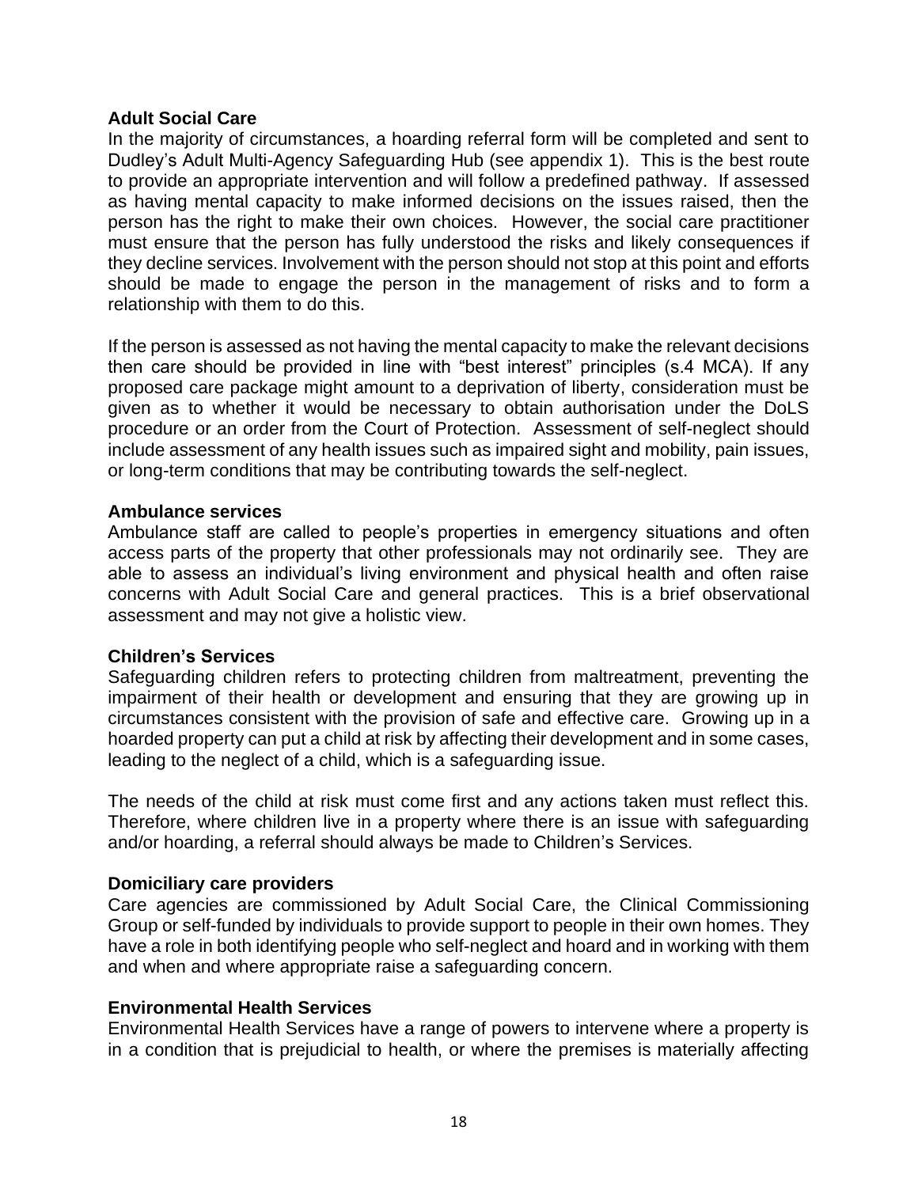**Adult Social Care**

In the majority of circumstances, a hoarding referral form will be completed and sent to Dudley's Adult Multi-Agency Safeguarding Hub (see appendix 1). This is the best route to provide an appropriate intervention and will follow a predefined pathway. If assessed as having mental capacity to make informed decisions on the issues raised, then the person has the right to make their own choices. However, the social care practitioner must ensure that the person has fully understood the risks and likely consequences if they decline services. Involvement with the person should not stop at this point and efforts should be made to engage the person in the management of risks and to form a relationship with them to do this.

If the person is assessed as not having the mental capacity to make the relevant decisions then care should be provided in line with "best interest" principles (s.4 MCA). If any proposed care package might amount to a deprivation of liberty, consideration must be given as to whether it would be necessary to obtain authorisation under the DoLS procedure or an order from the Court of Protection. Assessment of self-neglect should include assessment of any health issues such as impaired sight and mobility, pain issues, or long-term conditions that may be contributing towards the self-neglect.

**Ambulance services**

Ambulance staff are called to people's properties in emergency situations and often access parts of the property that other professionals may not ordinarily see. They are able to assess an individual's living environment and physical health and often raise concerns with Adult Social Care and general practices. This is a brief observational assessment and may not give a holistic view.

**Children's Services**

Safeguarding children refers to protecting children from maltreatment, preventing the impairment of their health or development and ensuring that they are growing up in circumstances consistent with the provision of safe and effective care. Growing up in a hoarded property can put a child at risk by affecting their development and in some cases, leading to the neglect of a child, which is a safeguarding issue.

The needs of the child at risk must come first and any actions taken must reflect this. Therefore, where children live in a property where there is an issue with safeguarding and/or hoarding, a referral should always be made to Children's Services.

**Domiciliary care providers**

Care agencies are commissioned by Adult Social Care, the Clinical Commissioning Group or self-funded by individuals to provide support to people in their own homes. They have a role in both identifying people who self-neglect and hoard and in working with them and when and where appropriate raise a safeguarding concern.

**Environmental Health Services**

Environmental Health Services have a range of powers to intervene where a property is in a condition that is prejudicial to health, or where the premises is materially affecting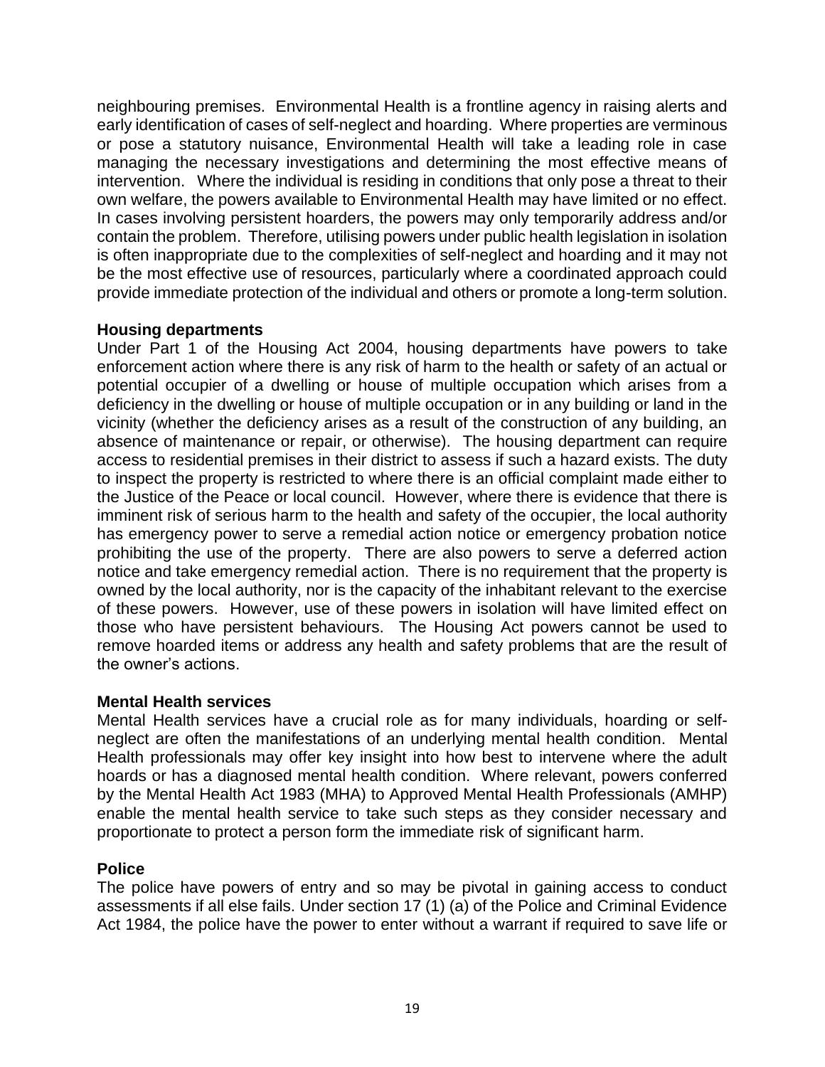neighbouring premises. Environmental Health is a frontline agency in raising alerts and early identification of cases of self-neglect and hoarding. Where properties are verminous or pose a statutory nuisance, Environmental Health will take a leading role in case managing the necessary investigations and determining the most effective means of intervention. Where the individual is residing in conditions that only pose a threat to their own welfare, the powers available to Environmental Health may have limited or no effect. In cases involving persistent hoarders, the powers may only temporarily address and/or contain the problem. Therefore, utilising powers under public health legislation in isolation is often inappropriate due to the complexities of self-neglect and hoarding and it may not be the most effective use of resources, particularly where a coordinated approach could provide immediate protection of the individual and others or promote a long-term solution.

**Housing departments**

Under Part 1 of the Housing Act 2004, housing departments have powers to take enforcement action where there is any risk of harm to the health or safety of an actual or potential occupier of a dwelling or house of multiple occupation which arises from a deficiency in the dwelling or house of multiple occupation or in any building or land in the vicinity (whether the deficiency arises as a result of the construction of any building, an absence of maintenance or repair, or otherwise). The housing department can require access to residential premises in their district to assess if such a hazard exists. The duty to inspect the property is restricted to where there is an official complaint made either to the Justice of the Peace or local council. However, where there is evidence that there is imminent risk of serious harm to the health and safety of the occupier, the local authority has emergency power to serve a remedial action notice or emergency probation notice prohibiting the use of the property. There are also powers to serve a deferred action notice and take emergency remedial action. There is no requirement that the property is owned by the local authority, nor is the capacity of the inhabitant relevant to the exercise of these powers. However, use of these powers in isolation will have limited effect on those who have persistent behaviours. The Housing Act powers cannot be used to remove hoarded items or address any health and safety problems that are the result of the owner's actions.

**Mental Health services**

Mental Health services have a crucial role as for many individuals, hoarding or self-neglect are often the manifestations of an underlying mental health condition. Mental Health professionals may offer key insight into how best to intervene where the adult hoards or has a diagnosed mental health condition. Where relevant, powers conferred by the Mental Health Act 1983 (MHA) to Approved Mental Health Professionals (AMHP) enable the mental health service to take such steps as they consider necessary and proportionate to protect a person form the immediate risk of significant harm.

**Police**

The police have powers of entry and so may be pivotal in gaining access to conduct assessments if all else fails. Under section 17 (1) (a) of the Police and Criminal Evidence Act 1984, the police have the power to enter without a warrant if required to save life or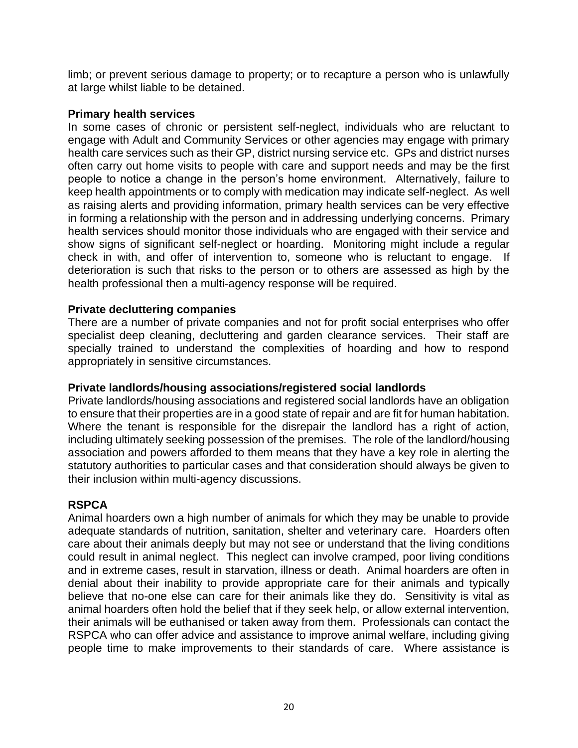limb; or prevent serious damage to property; or to recapture a person who is unlawfully at large whilst liable to be detained.

**Primary health services**

In some cases of chronic or persistent self-neglect, individuals who are reluctant to engage with Adult and Community Services or other agencies may engage with primary health care services such as their GP, district nursing service etc. GPs and district nurses often carry out home visits to people with care and support needs and may be the first people to notice a change in the person's home environment. Alternatively, failure to keep health appointments or to comply with medication may indicate self-neglect. As well as raising alerts and providing information, primary health services can be very effective in forming a relationship with the person and in addressing underlying concerns. Primary health services should monitor those individuals who are engaged with their service and show signs of significant self-neglect or hoarding. Monitoring might include a regular check in with, and offer of intervention to, someone who is reluctant to engage. If deterioration is such that risks to the person or to others are assessed as high by the health professional then a multi-agency response will be required.

**Private decluttering companies**

There are a number of private companies and not for profit social enterprises who offer specialist deep cleaning, decluttering and garden clearance services. Their staff are specially trained to understand the complexities of hoarding and how to respond appropriately in sensitive circumstances.

**Private landlords/housing associations/registered social landlords**

Private landlords/housing associations and registered social landlords have an obligation to ensure that their properties are in a good state of repair and are fit for human habitation. Where the tenant is responsible for the disrepair the landlord has a right of action, including ultimately seeking possession of the premises. The role of the landlord/housing association and powers afforded to them means that they have a key role in alerting the statutory authorities to particular cases and that consideration should always be given to their inclusion within multi-agency discussions.

**RSPCA**

Animal hoarders own a high number of animals for which they may be unable to provide adequate standards of nutrition, sanitation, shelter and veterinary care. Hoarders often care about their animals deeply but may not see or understand that the living conditions could result in animal neglect. This neglect can involve cramped, poor living conditions and in extreme cases, result in starvation, illness or death. Animal hoarders are often in denial about their inability to provide appropriate care for their animals and typically believe that no-one else can care for their animals like they do. Sensitivity is vital as animal hoarders often hold the belief that if they seek help, or allow external intervention, their animals will be euthanised or taken away from them. Professionals can contact the RSPCA who can offer advice and assistance to improve animal welfare, including giving people time to make improvements to their standards of care. Where assistance is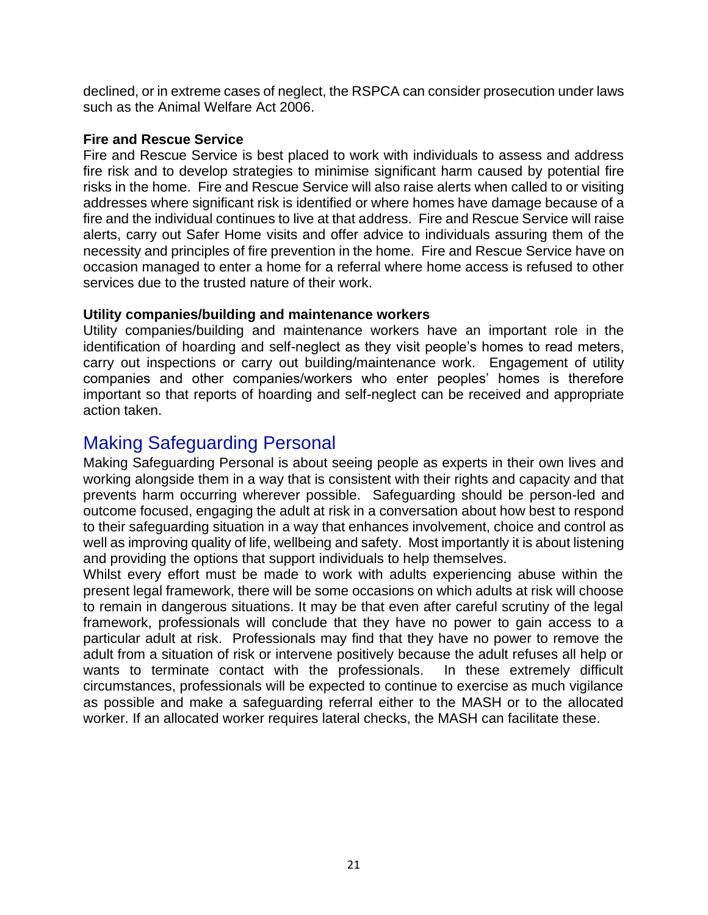declined, or in extreme cases of neglect, the RSPCA can consider prosecution under laws such as the Animal Welfare Act 2006.

**Fire and Rescue Service**

Fire and Rescue Service is best placed to work with individuals to assess and address fire risk and to develop strategies to minimise significant harm caused by potential fire risks in the home. Fire and Rescue Service will also raise alerts when called to or visiting addresses where significant risk is identified or where homes have damage because of a fire and the individual continues to live at that address. Fire and Rescue Service will raise alerts, carry out Safer Home visits and offer advice to individuals assuring them of the necessity and principles of fire prevention in the home. Fire and Rescue Service have on occasion managed to enter a home for a referral where home access is refused to other services due to the trusted nature of their work.

**Utility companies/building and maintenance workers**

Utility companies/building and maintenance workers have an important role in the identification of hoarding and self-neglect as they visit people's homes to read meters, carry out inspections or carry out building/maintenance work. Engagement of utility companies and other companies/workers who enter peoples' homes is therefore important so that reports of hoarding and self-neglect can be received and appropriate action taken.

## Making Safeguarding Personal

Making Safeguarding Personal is about seeing people as experts in their own lives and working alongside them in a way that is consistent with their rights and capacity and that prevents harm occurring wherever possible. Safeguarding should be person-led and outcome focused, engaging the adult at risk in a conversation about how best to respond to their safeguarding situation in a way that enhances involvement, choice and control as well as improving quality of life, wellbeing and safety. Most importantly it is about listening and providing the options that support individuals to help themselves.

Whilst every effort must be made to work with adults experiencing abuse within the present legal framework, there will be some occasions on which adults at risk will choose to remain in dangerous situations. It may be that even after careful scrutiny of the legal framework, professionals will conclude that they have no power to gain access to a particular adult at risk. Professionals may find that they have no power to remove the adult from a situation of risk or intervene positively because the adult refuses all help or wants to terminate contact with the professionals. In these extremely difficult circumstances, professionals will be expected to continue to exercise as much vigilance as possible and make a safeguarding referral either to the MASH or to the allocated worker. If an allocated worker requires lateral checks, the MASH can facilitate these.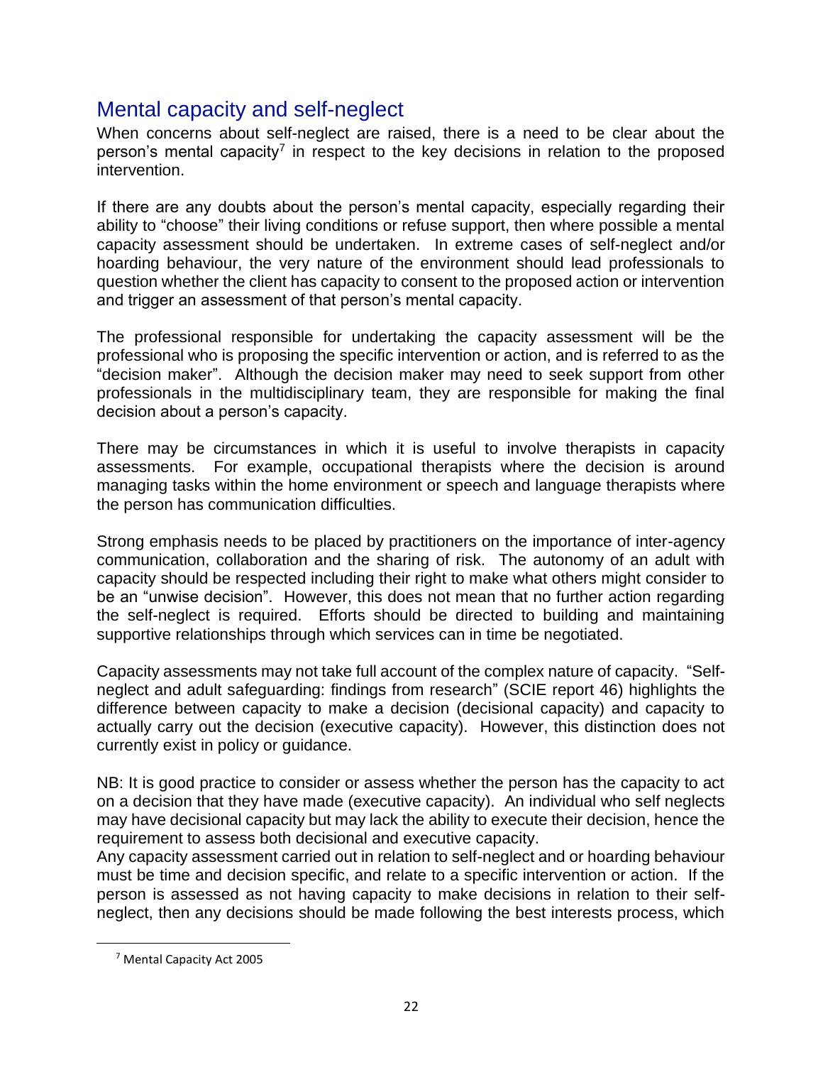## Mental capacity and self-neglect

When concerns about self-neglect are raised, there is a need to be clear about the person's mental capacity[7] in respect to the key decisions in relation to the proposed intervention.

If there are any doubts about the person's mental capacity, especially regarding their ability to "choose" their living conditions or refuse support, then where possible a mental capacity assessment should be undertaken. In extreme cases of self-neglect and/or hoarding behaviour, the very nature of the environment should lead professionals to question whether the client has capacity to consent to the proposed action or intervention and trigger an assessment of that person's mental capacity.

The professional responsible for undertaking the capacity assessment will be the professional who is proposing the specific intervention or action, and is referred to as the "decision maker". Although the decision maker may need to seek support from other professionals in the multidisciplinary team, they are responsible for making the final decision about a person's capacity.

There may be circumstances in which it is useful to involve therapists in capacity assessments. For example, occupational therapists where the decision is around managing tasks within the home environment or speech and language therapists where the person has communication difficulties.

Strong emphasis needs to be placed by practitioners on the importance of inter-agency communication, collaboration and the sharing of risk. The autonomy of an adult with capacity should be respected including their right to make what others might consider to be an "unwise decision". However, this does not mean that no further action regarding the self-neglect is required. Efforts should be directed to building and maintaining supportive relationships through which services can in time be negotiated.

Capacity assessments may not take full account of the complex nature of capacity. "Self-neglect and adult safeguarding: findings from research" (SCIE report 46) highlights the difference between capacity to make a decision (decisional capacity) and capacity to actually carry out the decision (executive capacity). However, this distinction does not currently exist in policy or guidance.

NB: It is good practice to consider or assess whether the person has the capacity to act on a decision that they have made (executive capacity). An individual who self neglects may have decisional capacity but may lack the ability to execute their decision, hence the requirement to assess both decisional and executive capacity.

Any capacity assessment carried out in relation to self-neglect and or hoarding behaviour must be time and decision specific, and relate to a specific intervention or action. If the person is assessed as not having capacity to make decisions in relation to their self-neglect, then any decisions should be made following the best interests process, which

[7] Mental Capacity Act 2005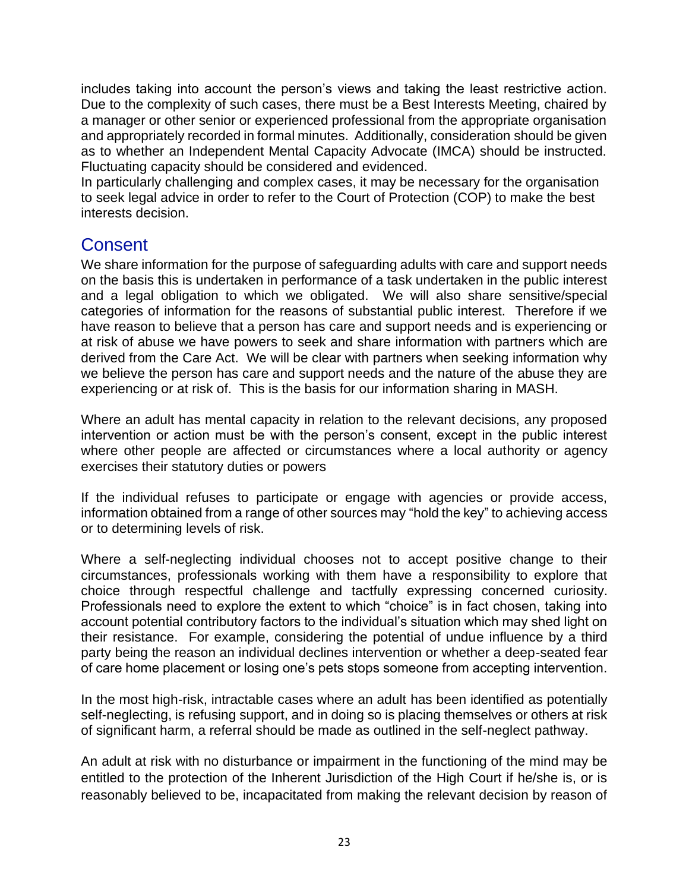includes taking into account the person's views and taking the least restrictive action. Due to the complexity of such cases, there must be a Best Interests Meeting, chaired by a manager or other senior or experienced professional from the appropriate organisation and appropriately recorded in formal minutes. Additionally, consideration should be given as to whether an Independent Mental Capacity Advocate (IMCA) should be instructed. Fluctuating capacity should be considered and evidenced.

In particularly challenging and complex cases, it may be necessary for the organisation to seek legal advice in order to refer to the Court of Protection (COP) to make the best interests decision.

## Consent

We share information for the purpose of safeguarding adults with care and support needs on the basis this is undertaken in performance of a task undertaken in the public interest and a legal obligation to which we obligated. We will also share sensitive/special categories of information for the reasons of substantial public interest. Therefore if we have reason to believe that a person has care and support needs and is experiencing or at risk of abuse we have powers to seek and share information with partners which are derived from the Care Act. We will be clear with partners when seeking information why we believe the person has care and support needs and the nature of the abuse they are experiencing or at risk of. This is the basis for our information sharing in MASH.

Where an adult has mental capacity in relation to the relevant decisions, any proposed intervention or action must be with the person's consent, except in the public interest where other people are affected or circumstances where a local authority or agency exercises their statutory duties or powers

If the individual refuses to participate or engage with agencies or provide access, information obtained from a range of other sources may "hold the key" to achieving access or to determining levels of risk.

Where a self-neglecting individual chooses not to accept positive change to their circumstances, professionals working with them have a responsibility to explore that choice through respectful challenge and tactfully expressing concerned curiosity. Professionals need to explore the extent to which "choice" is in fact chosen, taking into account potential contributory factors to the individual's situation which may shed light on their resistance. For example, considering the potential of undue influence by a third party being the reason an individual declines intervention or whether a deep-seated fear of care home placement or losing one's pets stops someone from accepting intervention.

In the most high-risk, intractable cases where an adult has been identified as potentially self-neglecting, is refusing support, and in doing so is placing themselves or others at risk of significant harm, a referral should be made as outlined in the self-neglect pathway.

An adult at risk with no disturbance or impairment in the functioning of the mind may be entitled to the protection of the Inherent Jurisdiction of the High Court if he/she is, or is reasonably believed to be, incapacitated from making the relevant decision by reason of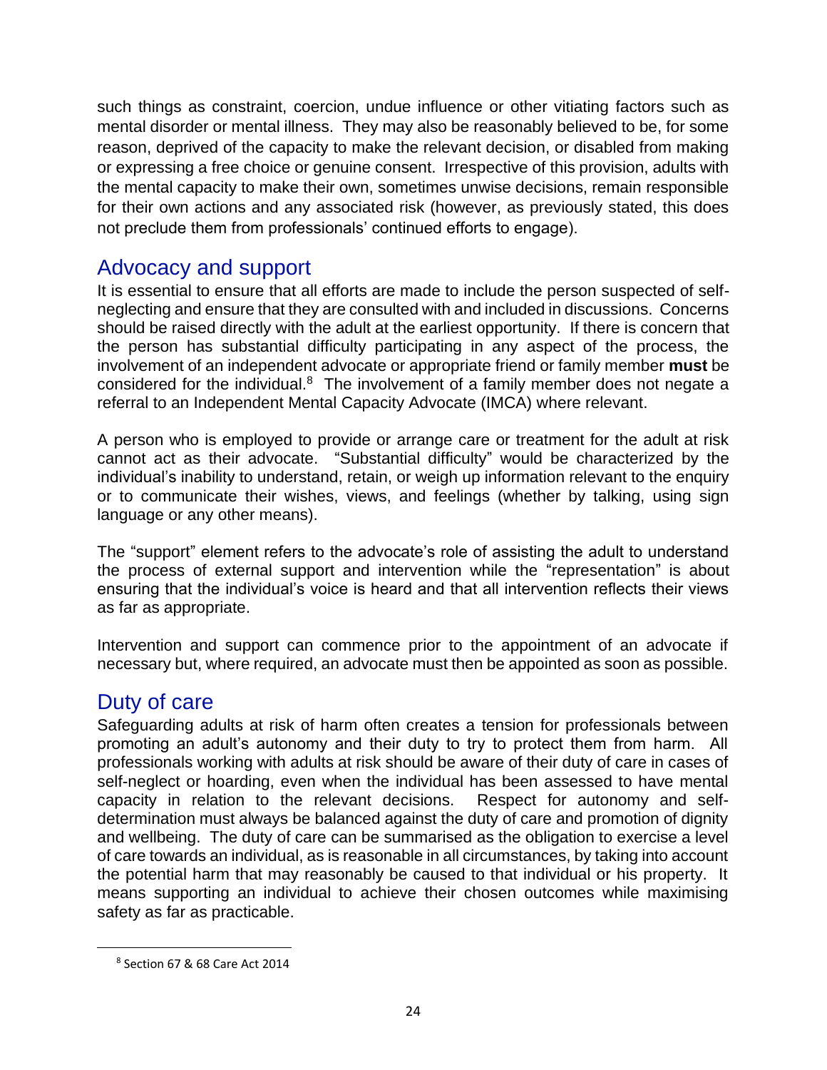such things as constraint, coercion, undue influence or other vitiating factors such as mental disorder or mental illness. They may also be reasonably believed to be, for some reason, deprived of the capacity to make the relevant decision, or disabled from making or expressing a free choice or genuine consent. Irrespective of this provision, adults with the mental capacity to make their own, sometimes unwise decisions, remain responsible for their own actions and any associated risk (however, as previously stated, this does not preclude them from professionals' continued efforts to engage).

## Advocacy and support

It is essential to ensure that all efforts are made to include the person suspected of self-neglecting and ensure that they are consulted with and included in discussions. Concerns should be raised directly with the adult at the earliest opportunity. If there is concern that the person has substantial difficulty participating in any aspect of the process, the involvement of an independent advocate or appropriate friend or family member **must** be considered for the individual.[8] The involvement of a family member does not negate a referral to an Independent Mental Capacity Advocate (IMCA) where relevant.

A person who is employed to provide or arrange care or treatment for the adult at risk cannot act as their advocate. "Substantial difficulty" would be characterized by the individual's inability to understand, retain, or weigh up information relevant to the enquiry or to communicate their wishes, views, and feelings (whether by talking, using sign language or any other means).

The "support" element refers to the advocate's role of assisting the adult to understand the process of external support and intervention while the "representation" is about ensuring that the individual's voice is heard and that all intervention reflects their views as far as appropriate.

Intervention and support can commence prior to the appointment of an advocate if necessary but, where required, an advocate must then be appointed as soon as possible.

## Duty of care

Safeguarding adults at risk of harm often creates a tension for professionals between promoting an adult's autonomy and their duty to try to protect them from harm. All professionals working with adults at risk should be aware of their duty of care in cases of self-neglect or hoarding, even when the individual has been assessed to have mental capacity in relation to the relevant decisions. Respect for autonomy and self-determination must always be balanced against the duty of care and promotion of dignity and wellbeing. The duty of care can be summarised as the obligation to exercise a level of care towards an individual, as is reasonable in all circumstances, by taking into account the potential harm that may reasonably be caused to that individual or his property. It means supporting an individual to achieve their chosen outcomes while maximising safety as far as practicable.

---

[8] Section 67 & 68 Care Act 2014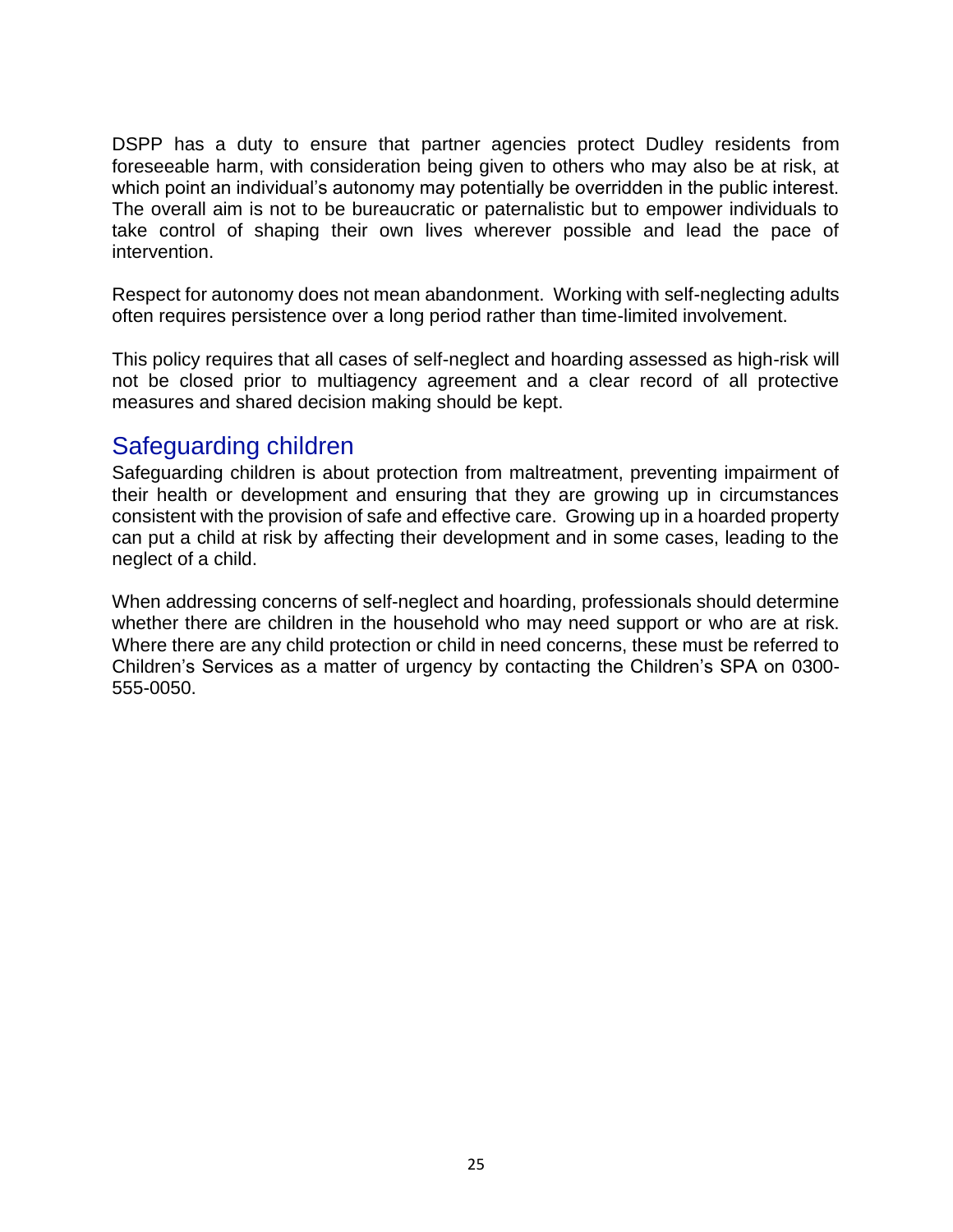DSPP has a duty to ensure that partner agencies protect Dudley residents from foreseeable harm, with consideration being given to others who may also be at risk, at which point an individual's autonomy may potentially be overridden in the public interest. The overall aim is not to be bureaucratic or paternalistic but to empower individuals to take control of shaping their own lives wherever possible and lead the pace of intervention.

Respect for autonomy does not mean abandonment. Working with self-neglecting adults often requires persistence over a long period rather than time-limited involvement.

This policy requires that all cases of self-neglect and hoarding assessed as high-risk will not be closed prior to multiagency agreement and a clear record of all protective measures and shared decision making should be kept.

## Safeguarding children

Safeguarding children is about protection from maltreatment, preventing impairment of their health or development and ensuring that they are growing up in circumstances consistent with the provision of safe and effective care. Growing up in a hoarded property can put a child at risk by affecting their development and in some cases, leading to the neglect of a child.

When addressing concerns of self-neglect and hoarding, professionals should determine whether there are children in the household who may need support or who are at risk. Where there are any child protection or child in need concerns, these must be referred to Children's Services as a matter of urgency by contacting the Children's SPA on 0300-555-0050.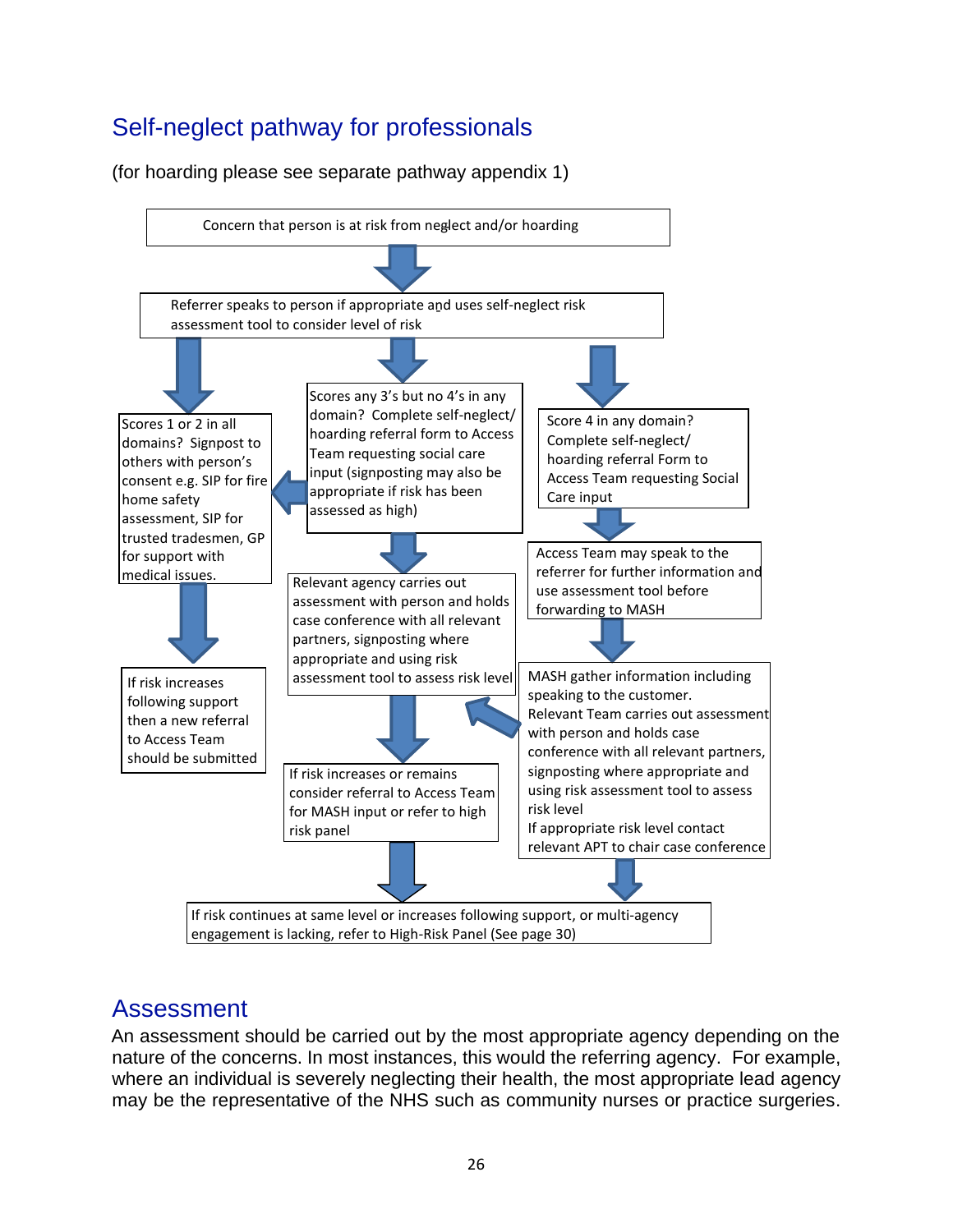## Self-neglect pathway for professionals

(for hoarding please see separate pathway appendix 1)

Concern that person is at risk from neglect and/or hoarding

Referrer speaks to person if appropriate and uses self-neglect risk assessment tool to consider level of risk

Scores 1 or 2 in all domains? Signpost to others with person's consent e.g. SIP for fire home safety assessment, SIP for trusted tradesmen, GP for support with medical issues.

If risk increases following support then a new referral to Access Team should be submitted

Scores any 3's but no 4's in any domain? Complete self-neglect/ hoarding referral form to Access Team requesting social care input (signposting may also be appropriate if risk has been assessed as high)

Relevant agency carries out assessment with person and holds case conference with all relevant partners, signposting where appropriate and using risk assessment tool to assess risk level

If risk increases or remains consider referral to Access Team for MASH input or refer to high risk panel

Score 4 in any domain? Complete self-neglect/ hoarding referral Form to Access Team requesting Social Care input

Access Team may speak to the referrer for further information and use assessment tool before forwarding to MASH

MASH gather information including speaking to the customer.
Relevant Team carries out assessment with person and holds case conference with all relevant partners, signposting where appropriate and using risk assessment tool to assess risk level
If appropriate risk level contact relevant APT to chair case conference

If risk continues at same level or increases following support, or multi-agency engagement is lacking, refer to High-Risk Panel (See page 30)

## Assessment

An assessment should be carried out by the most appropriate agency depending on the nature of the concerns. In most instances, this would the referring agency. For example, where an individual is severely neglecting their health, the most appropriate lead agency may be the representative of the NHS such as community nurses or practice surgeries.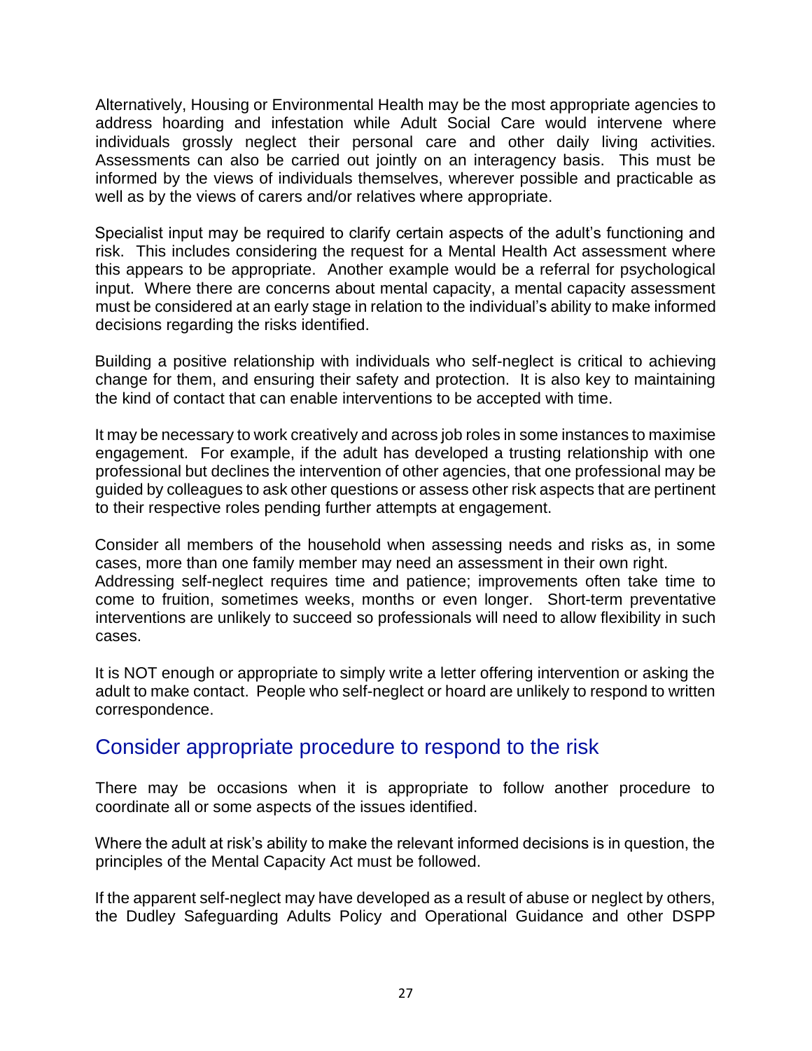Alternatively, Housing or Environmental Health may be the most appropriate agencies to address hoarding and infestation while Adult Social Care would intervene where individuals grossly neglect their personal care and other daily living activities. Assessments can also be carried out jointly on an interagency basis. This must be informed by the views of individuals themselves, wherever possible and practicable as well as by the views of carers and/or relatives where appropriate.

Specialist input may be required to clarify certain aspects of the adult's functioning and risk. This includes considering the request for a Mental Health Act assessment where this appears to be appropriate. Another example would be a referral for psychological input. Where there are concerns about mental capacity, a mental capacity assessment must be considered at an early stage in relation to the individual's ability to make informed decisions regarding the risks identified.

Building a positive relationship with individuals who self-neglect is critical to achieving change for them, and ensuring their safety and protection. It is also key to maintaining the kind of contact that can enable interventions to be accepted with time.

It may be necessary to work creatively and across job roles in some instances to maximise engagement. For example, if the adult has developed a trusting relationship with one professional but declines the intervention of other agencies, that one professional may be guided by colleagues to ask other questions or assess other risk aspects that are pertinent to their respective roles pending further attempts at engagement.

Consider all members of the household when assessing needs and risks as, in some cases, more than one family member may need an assessment in their own right.
Addressing self-neglect requires time and patience; improvements often take time to come to fruition, sometimes weeks, months or even longer. Short-term preventative interventions are unlikely to succeed so professionals will need to allow flexibility in such cases.

It is NOT enough or appropriate to simply write a letter offering intervention or asking the adult to make contact. People who self-neglect or hoard are unlikely to respond to written correspondence.

## Consider appropriate procedure to respond to the risk

There may be occasions when it is appropriate to follow another procedure to coordinate all or some aspects of the issues identified.

Where the adult at risk's ability to make the relevant informed decisions is in question, the principles of the Mental Capacity Act must be followed.

If the apparent self-neglect may have developed as a result of abuse or neglect by others, the Dudley Safeguarding Adults Policy and Operational Guidance and other DSPP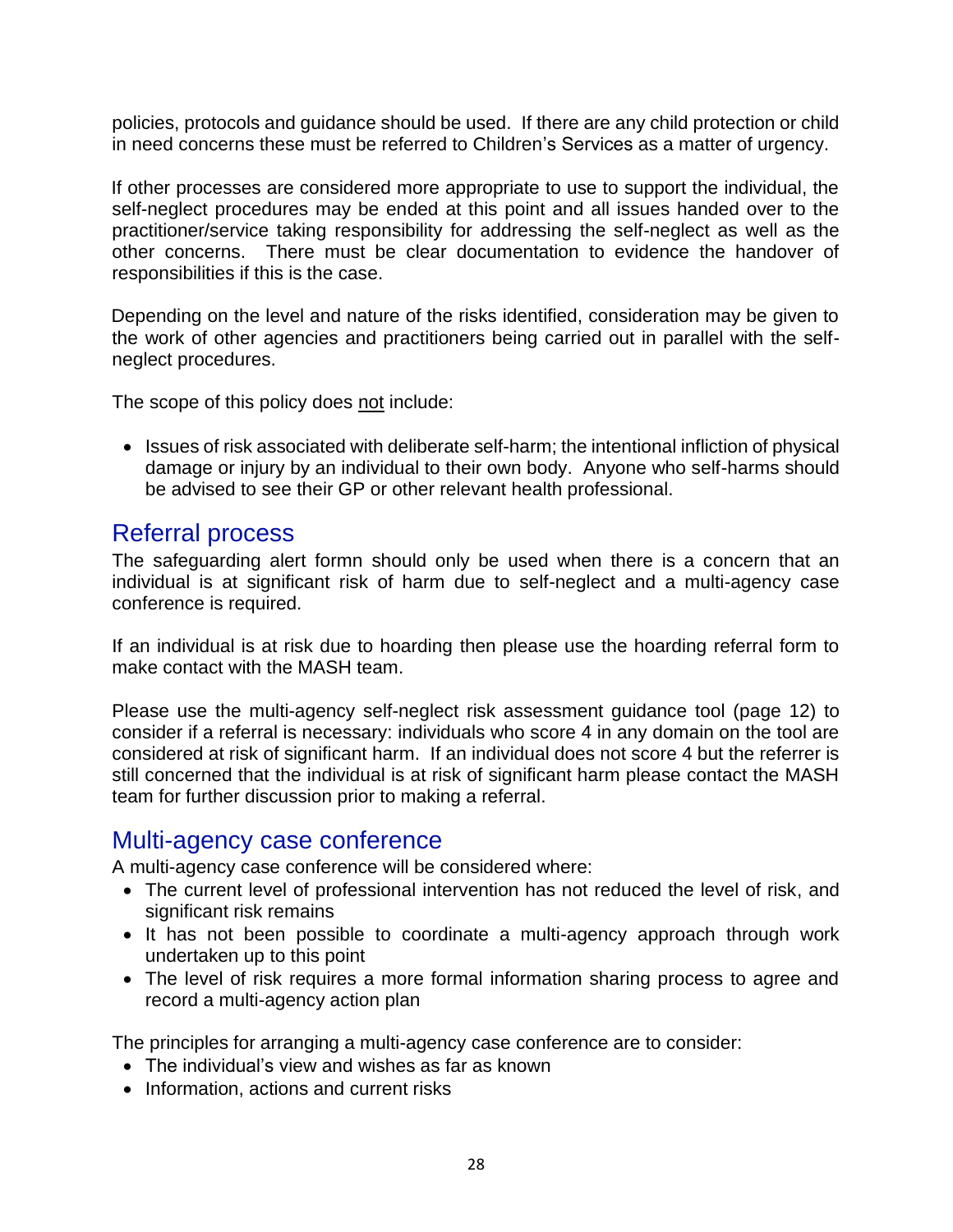policies, protocols and guidance should be used. If there are any child protection or child in need concerns these must be referred to Children's Services as a matter of urgency.

If other processes are considered more appropriate to use to support the individual, the self-neglect procedures may be ended at this point and all issues handed over to the practitioner/service taking responsibility for addressing the self-neglect as well as the other concerns. There must be clear documentation to evidence the handover of responsibilities if this is the case.

Depending on the level and nature of the risks identified, consideration may be given to the work of other agencies and practitioners being carried out in parallel with the self-neglect procedures.

The scope of this policy does <u>not</u> include:

- Issues of risk associated with deliberate self-harm; the intentional infliction of physical damage or injury by an individual to their own body. Anyone who self-harms should be advised to see their GP or other relevant health professional.

## Referral process

The safeguarding alert formn should only be used when there is a concern that an individual is at significant risk of harm due to self-neglect and a multi-agency case conference is required.

If an individual is at risk due to hoarding then please use the hoarding referral form to make contact with the MASH team.

Please use the multi-agency self-neglect risk assessment guidance tool (page 12) to consider if a referral is necessary: individuals who score 4 in any domain on the tool are considered at risk of significant harm. If an individual does not score 4 but the referrer is still concerned that the individual is at risk of significant harm please contact the MASH team for further discussion prior to making a referral.

## Multi-agency case conference

A multi-agency case conference will be considered where:

- The current level of professional intervention has not reduced the level of risk, and significant risk remains
- It has not been possible to coordinate a multi-agency approach through work undertaken up to this point
- The level of risk requires a more formal information sharing process to agree and record a multi-agency action plan

The principles for arranging a multi-agency case conference are to consider:

- The individual's view and wishes as far as known
- Information, actions and current risks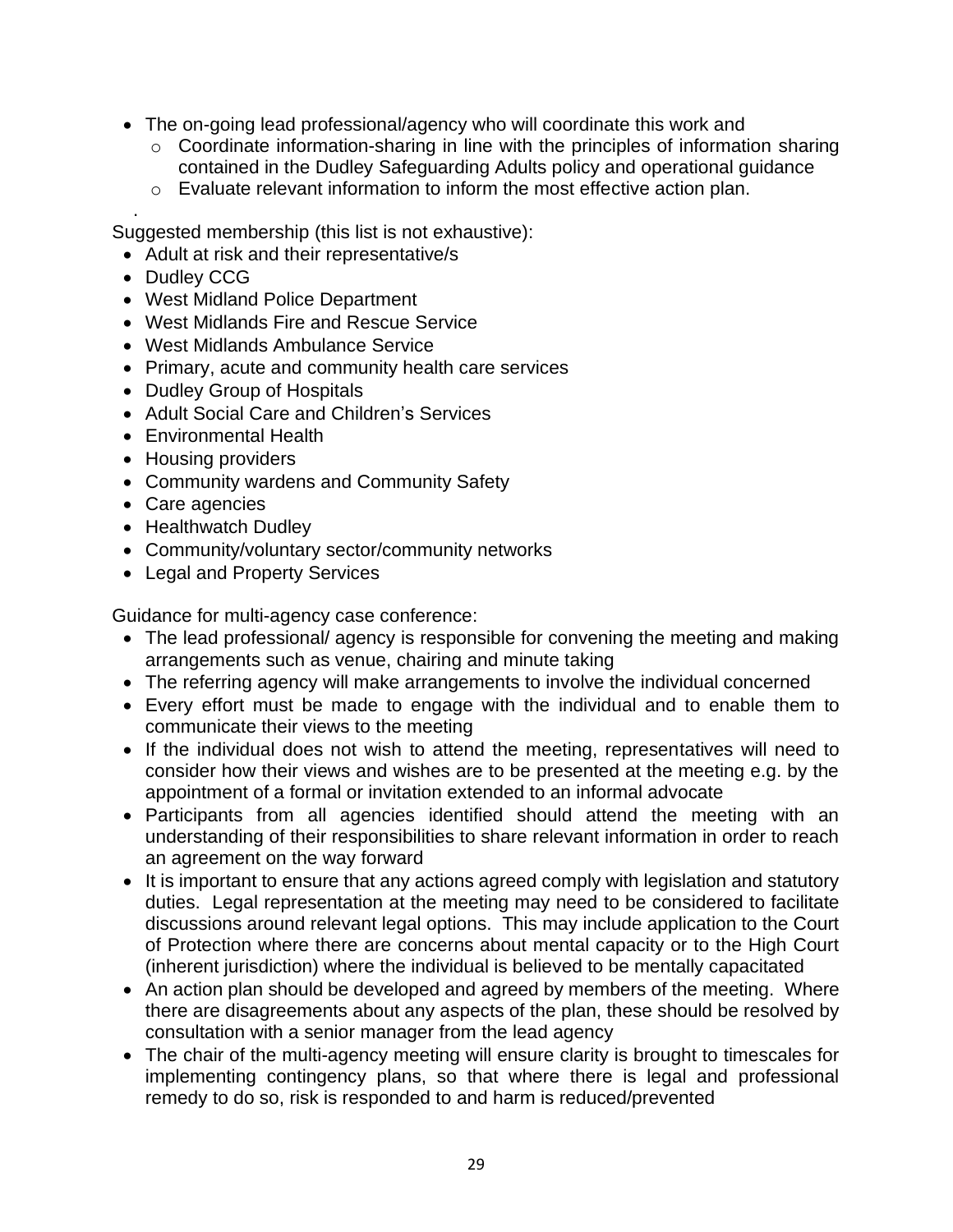- The on-going lead professional/agency who will coordinate this work and
  - Coordinate information-sharing in line with the principles of information sharing contained in the Dudley Safeguarding Adults policy and operational guidance
  - Evaluate relevant information to inform the most effective action plan.

Suggested membership (this list is not exhaustive):

- Adult at risk and their representative/s
- Dudley CCG
- West Midland Police Department
- West Midlands Fire and Rescue Service
- West Midlands Ambulance Service
- Primary, acute and community health care services
- Dudley Group of Hospitals
- Adult Social Care and Children's Services
- Environmental Health
- Housing providers
- Community wardens and Community Safety
- Care agencies
- Healthwatch Dudley
- Community/voluntary sector/community networks
- Legal and Property Services

Guidance for multi-agency case conference:

- The lead professional/ agency is responsible for convening the meeting and making arrangements such as venue, chairing and minute taking
- The referring agency will make arrangements to involve the individual concerned
- Every effort must be made to engage with the individual and to enable them to communicate their views to the meeting
- If the individual does not wish to attend the meeting, representatives will need to consider how their views and wishes are to be presented at the meeting e.g. by the appointment of a formal or invitation extended to an informal advocate
- Participants from all agencies identified should attend the meeting with an understanding of their responsibilities to share relevant information in order to reach an agreement on the way forward
- It is important to ensure that any actions agreed comply with legislation and statutory duties. Legal representation at the meeting may need to be considered to facilitate discussions around relevant legal options. This may include application to the Court of Protection where there are concerns about mental capacity or to the High Court (inherent jurisdiction) where the individual is believed to be mentally capacitated
- An action plan should be developed and agreed by members of the meeting. Where there are disagreements about any aspects of the plan, these should be resolved by consultation with a senior manager from the lead agency
- The chair of the multi-agency meeting will ensure clarity is brought to timescales for implementing contingency plans, so that where there is legal and professional remedy to do so, risk is responded to and harm is reduced/prevented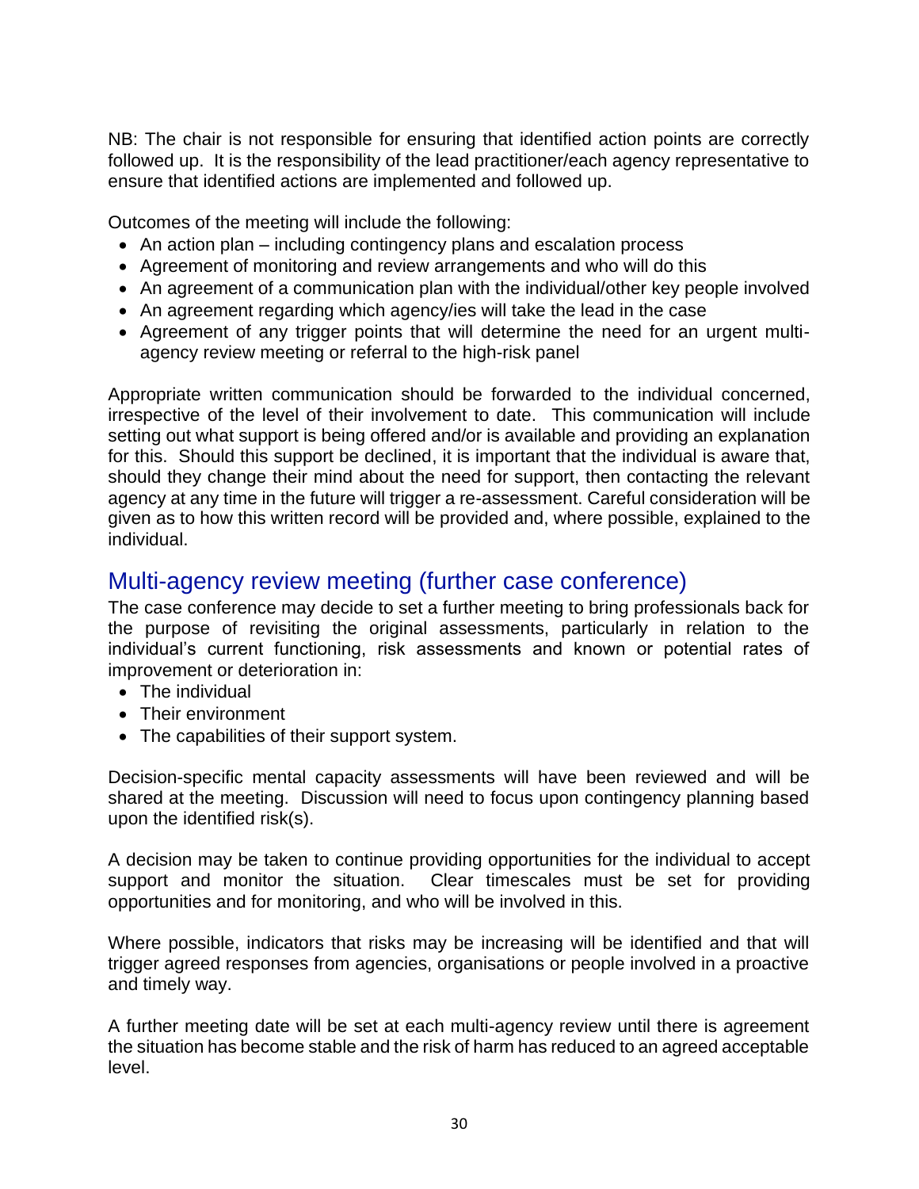NB: The chair is not responsible for ensuring that identified action points are correctly followed up. It is the responsibility of the lead practitioner/each agency representative to ensure that identified actions are implemented and followed up.

Outcomes of the meeting will include the following:

- An action plan – including contingency plans and escalation process
- Agreement of monitoring and review arrangements and who will do this
- An agreement of a communication plan with the individual/other key people involved
- An agreement regarding which agency/ies will take the lead in the case
- Agreement of any trigger points that will determine the need for an urgent multi-agency review meeting or referral to the high-risk panel

Appropriate written communication should be forwarded to the individual concerned, irrespective of the level of their involvement to date. This communication will include setting out what support is being offered and/or is available and providing an explanation for this. Should this support be declined, it is important that the individual is aware that, should they change their mind about the need for support, then contacting the relevant agency at any time in the future will trigger a re-assessment. Careful consideration will be given as to how this written record will be provided and, where possible, explained to the individual.

## Multi-agency review meeting (further case conference)

The case conference may decide to set a further meeting to bring professionals back for the purpose of revisiting the original assessments, particularly in relation to the individual's current functioning, risk assessments and known or potential rates of improvement or deterioration in:

- The individual
- Their environment
- The capabilities of their support system.

Decision-specific mental capacity assessments will have been reviewed and will be shared at the meeting. Discussion will need to focus upon contingency planning based upon the identified risk(s).

A decision may be taken to continue providing opportunities for the individual to accept support and monitor the situation. Clear timescales must be set for providing opportunities and for monitoring, and who will be involved in this.

Where possible, indicators that risks may be increasing will be identified and that will trigger agreed responses from agencies, organisations or people involved in a proactive and timely way.

A further meeting date will be set at each multi-agency review until there is agreement the situation has become stable and the risk of harm has reduced to an agreed acceptable level.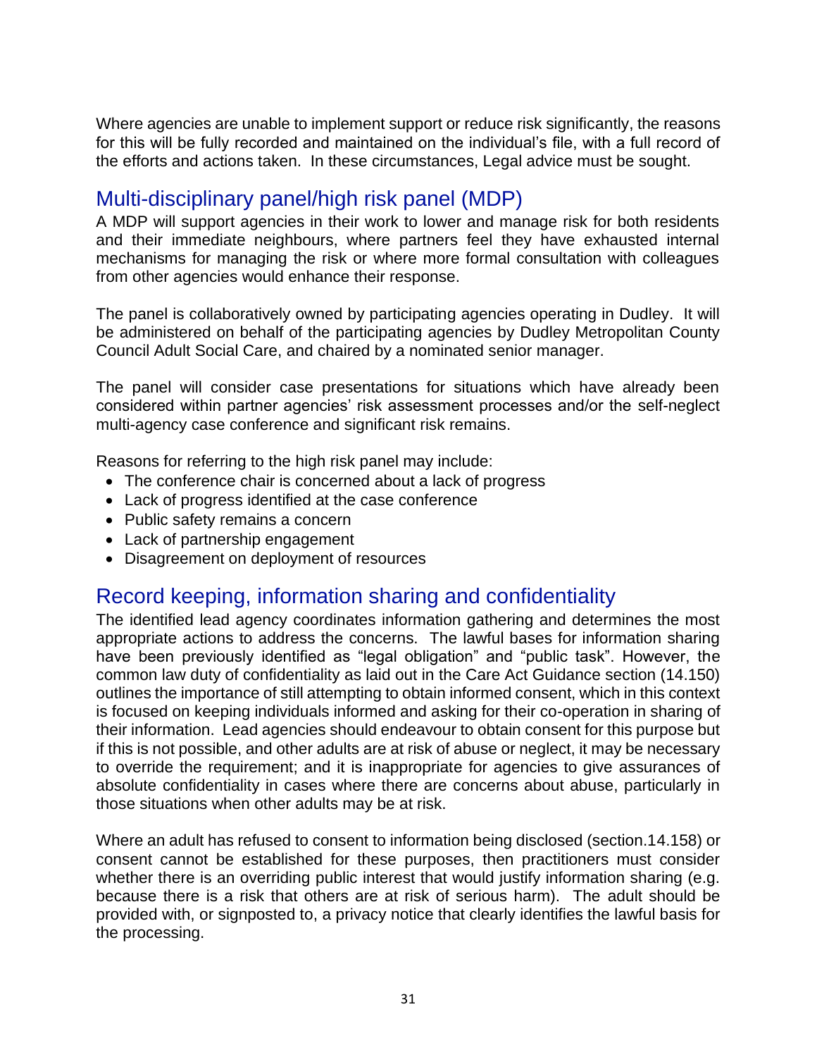Where agencies are unable to implement support or reduce risk significantly, the reasons for this will be fully recorded and maintained on the individual's file, with a full record of the efforts and actions taken. In these circumstances, Legal advice must be sought.

## Multi-disciplinary panel/high risk panel (MDP)

A MDP will support agencies in their work to lower and manage risk for both residents and their immediate neighbours, where partners feel they have exhausted internal mechanisms for managing the risk or where more formal consultation with colleagues from other agencies would enhance their response.

The panel is collaboratively owned by participating agencies operating in Dudley. It will be administered on behalf of the participating agencies by Dudley Metropolitan County Council Adult Social Care, and chaired by a nominated senior manager.

The panel will consider case presentations for situations which have already been considered within partner agencies' risk assessment processes and/or the self-neglect multi-agency case conference and significant risk remains.

Reasons for referring to the high risk panel may include:

- The conference chair is concerned about a lack of progress
- Lack of progress identified at the case conference
- Public safety remains a concern
- Lack of partnership engagement
- Disagreement on deployment of resources

## Record keeping, information sharing and confidentiality

The identified lead agency coordinates information gathering and determines the most appropriate actions to address the concerns. The lawful bases for information sharing have been previously identified as "legal obligation" and "public task". However, the common law duty of confidentiality as laid out in the Care Act Guidance section (14.150) outlines the importance of still attempting to obtain informed consent, which in this context is focused on keeping individuals informed and asking for their co-operation in sharing of their information. Lead agencies should endeavour to obtain consent for this purpose but if this is not possible, and other adults are at risk of abuse or neglect, it may be necessary to override the requirement; and it is inappropriate for agencies to give assurances of absolute confidentiality in cases where there are concerns about abuse, particularly in those situations when other adults may be at risk.

Where an adult has refused to consent to information being disclosed (section.14.158) or consent cannot be established for these purposes, then practitioners must consider whether there is an overriding public interest that would justify information sharing (e.g. because there is a risk that others are at risk of serious harm). The adult should be provided with, or signposted to, a privacy notice that clearly identifies the lawful basis for the processing.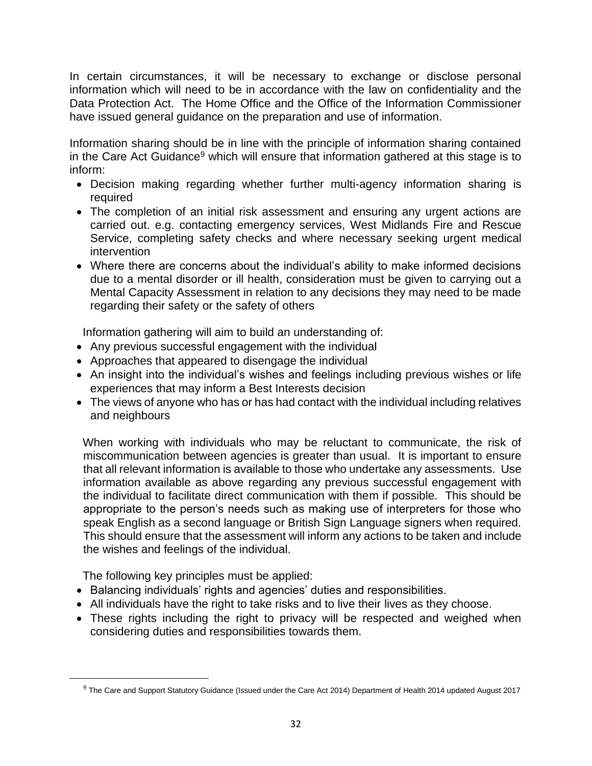In certain circumstances, it will be necessary to exchange or disclose personal information which will need to be in accordance with the law on confidentiality and the Data Protection Act. The Home Office and the Office of the Information Commissioner have issued general guidance on the preparation and use of information.

Information sharing should be in line with the principle of information sharing contained in the Care Act Guidance[9] which will ensure that information gathered at this stage is to inform:

- Decision making regarding whether further multi-agency information sharing is required
- The completion of an initial risk assessment and ensuring any urgent actions are carried out. e.g. contacting emergency services, West Midlands Fire and Rescue Service, completing safety checks and where necessary seeking urgent medical intervention
- Where there are concerns about the individual's ability to make informed decisions due to a mental disorder or ill health, consideration must be given to carrying out a Mental Capacity Assessment in relation to any decisions they may need to be made regarding their safety or the safety of others

Information gathering will aim to build an understanding of:

- Any previous successful engagement with the individual
- Approaches that appeared to disengage the individual
- An insight into the individual's wishes and feelings including previous wishes or life experiences that may inform a Best Interests decision
- The views of anyone who has or has had contact with the individual including relatives and neighbours

When working with individuals who may be reluctant to communicate, the risk of miscommunication between agencies is greater than usual. It is important to ensure that all relevant information is available to those who undertake any assessments. Use information available as above regarding any previous successful engagement with the individual to facilitate direct communication with them if possible. This should be appropriate to the person's needs such as making use of interpreters for those who speak English as a second language or British Sign Language signers when required. This should ensure that the assessment will inform any actions to be taken and include the wishes and feelings of the individual.

The following key principles must be applied:

- Balancing individuals' rights and agencies' duties and responsibilities.
- All individuals have the right to take risks and to live their lives as they choose.
- These rights including the right to privacy will be respected and weighed when considering duties and responsibilities towards them.

---

[9] The Care and Support Statutory Guidance (Issued under the Care Act 2014) Department of Health 2014 updated August 2017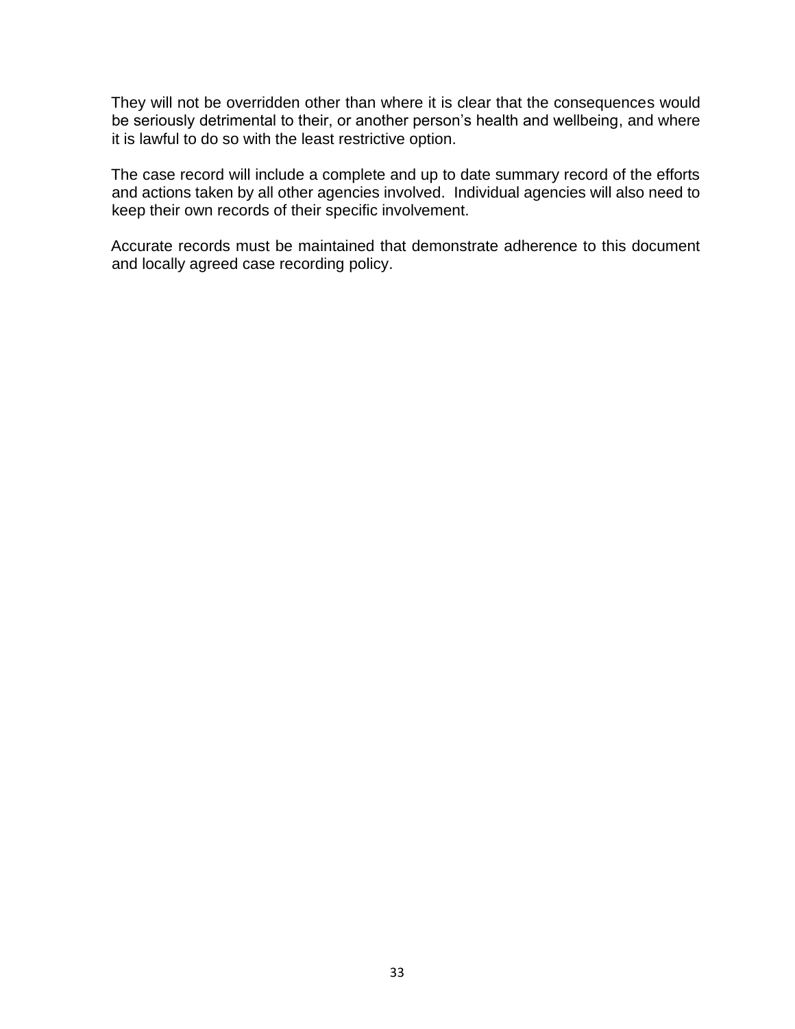They will not be overridden other than where it is clear that the consequences would be seriously detrimental to their, or another person's health and wellbeing, and where it is lawful to do so with the least restrictive option.

The case record will include a complete and up to date summary record of the efforts and actions taken by all other agencies involved. Individual agencies will also need to keep their own records of their specific involvement.

Accurate records must be maintained that demonstrate adherence to this document and locally agreed case recording policy.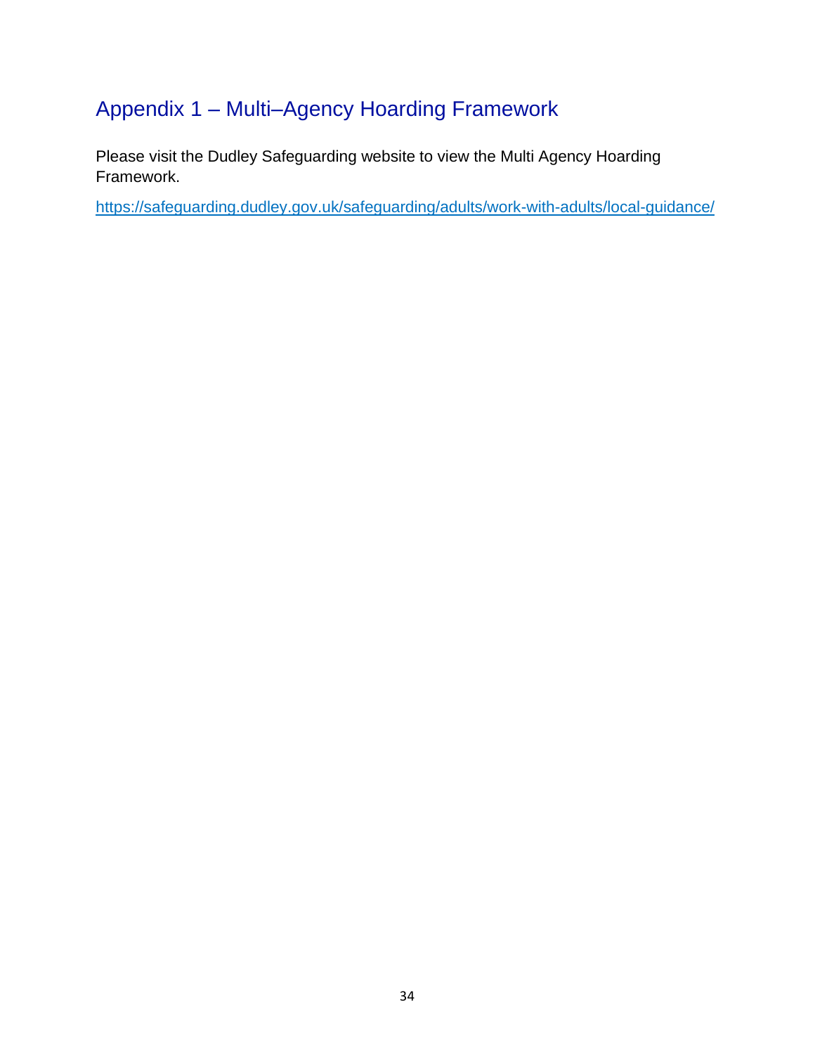# Appendix 1 – Multi–Agency Hoarding Framework

Please visit the Dudley Safeguarding website to view the Multi Agency Hoarding Framework.

https://safeguarding.dudley.gov.uk/safeguarding/adults/work-with-adults/local-guidance/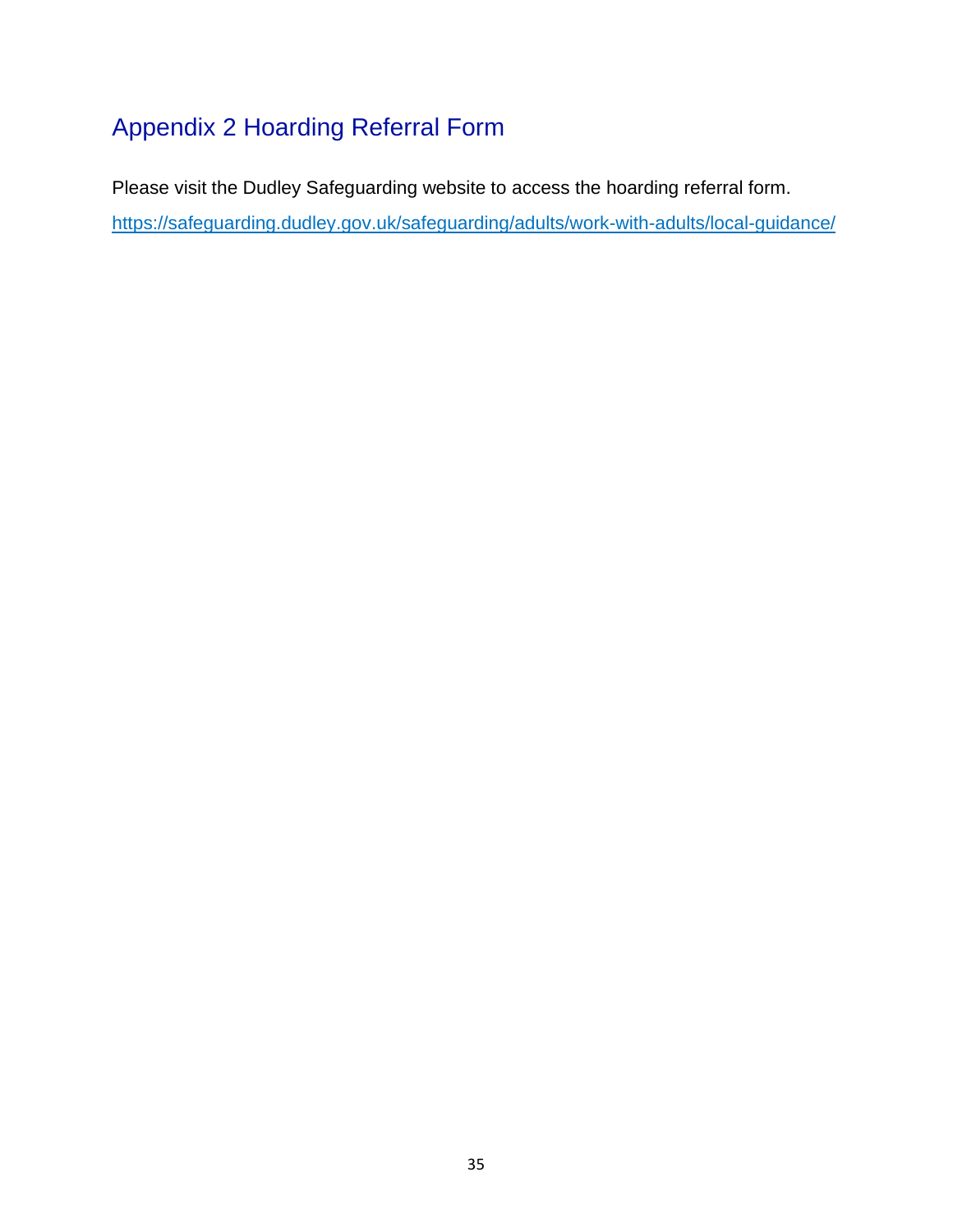# Appendix 2 Hoarding Referral Form

Please visit the Dudley Safeguarding website to access the hoarding referral form.

https://safeguarding.dudley.gov.uk/safeguarding/adults/work-with-adults/local-guidance/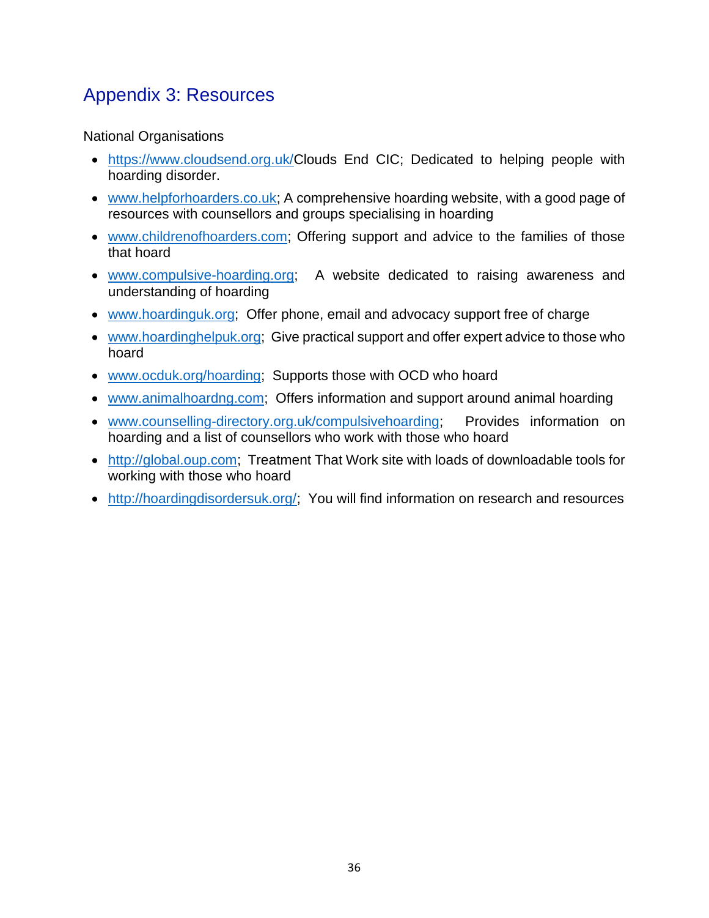# Appendix 3: Resources

National Organisations

- https://www.cloudsend.org.uk/Clouds End CIC; Dedicated to helping people with hoarding disorder.
- www.helpforhoarders.co.uk; A comprehensive hoarding website, with a good page of resources with counsellors and groups specialising in hoarding
- www.childrenofhoarders.com; Offering support and advice to the families of those that hoard
- www.compulsive-hoarding.org; A website dedicated to raising awareness and understanding of hoarding
- www.hoardinguk.org; Offer phone, email and advocacy support free of charge
- www.hoardinghelpuk.org; Give practical support and offer expert advice to those who hoard
- www.ocduk.org/hoarding; Supports those with OCD who hoard
- www.animalhoardng.com; Offers information and support around animal hoarding
- www.counselling-directory.org.uk/compulsivehoarding; Provides information on hoarding and a list of counsellors who work with those who hoard
- http://global.oup.com; Treatment That Work site with loads of downloadable tools for working with those who hoard
- http://hoardingdisordersuk.org/; You will find information on research and resources